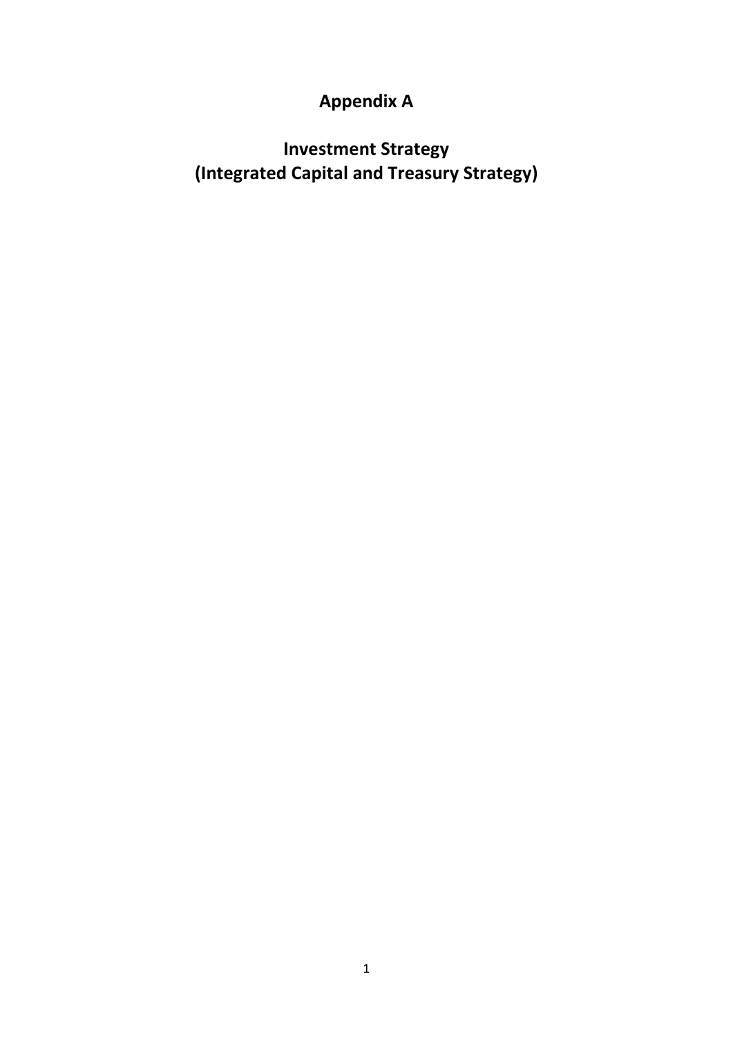# Appendix A

# Investment Strategy
# (Integrated Capital and Treasury Strategy)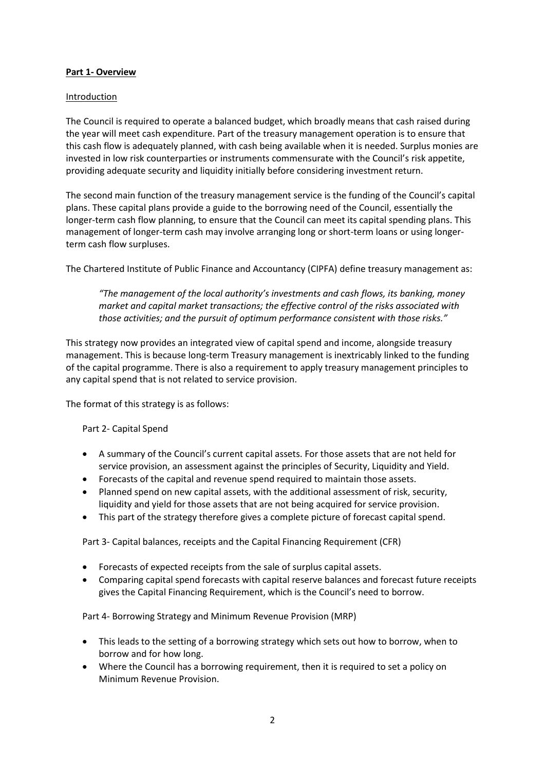## Part 1- Overview

### Introduction

The Council is required to operate a balanced budget, which broadly means that cash raised during the year will meet cash expenditure. Part of the treasury management operation is to ensure that this cash flow is adequately planned, with cash being available when it is needed. Surplus monies are invested in low risk counterparties or instruments commensurate with the Council's risk appetite, providing adequate security and liquidity initially before considering investment return.

The second main function of the treasury management service is the funding of the Council's capital plans. These capital plans provide a guide to the borrowing need of the Council, essentially the longer-term cash flow planning, to ensure that the Council can meet its capital spending plans. This management of longer-term cash may involve arranging long or short-term loans or using longer-term cash flow surpluses.

The Chartered Institute of Public Finance and Accountancy (CIPFA) define treasury management as:

> *"The management of the local authority's investments and cash flows, its banking, money market and capital market transactions; the effective control of the risks associated with those activities; and the pursuit of optimum performance consistent with those risks."*

This strategy now provides an integrated view of capital spend and income, alongside treasury management. This is because long-term Treasury management is inextricably linked to the funding of the capital programme. There is also a requirement to apply treasury management principles to any capital spend that is not related to service provision.

The format of this strategy is as follows:

Part 2- Capital Spend

- A summary of the Council's current capital assets. For those assets that are not held for service provision, an assessment against the principles of Security, Liquidity and Yield.
- Forecasts of the capital and revenue spend required to maintain those assets.
- Planned spend on new capital assets, with the additional assessment of risk, security, liquidity and yield for those assets that are not being acquired for service provision.
- This part of the strategy therefore gives a complete picture of forecast capital spend.

Part 3- Capital balances, receipts and the Capital Financing Requirement (CFR)

- Forecasts of expected receipts from the sale of surplus capital assets.
- Comparing capital spend forecasts with capital reserve balances and forecast future receipts gives the Capital Financing Requirement, which is the Council's need to borrow.

Part 4- Borrowing Strategy and Minimum Revenue Provision (MRP)

- This leads to the setting of a borrowing strategy which sets out how to borrow, when to borrow and for how long.
- Where the Council has a borrowing requirement, then it is required to set a policy on Minimum Revenue Provision.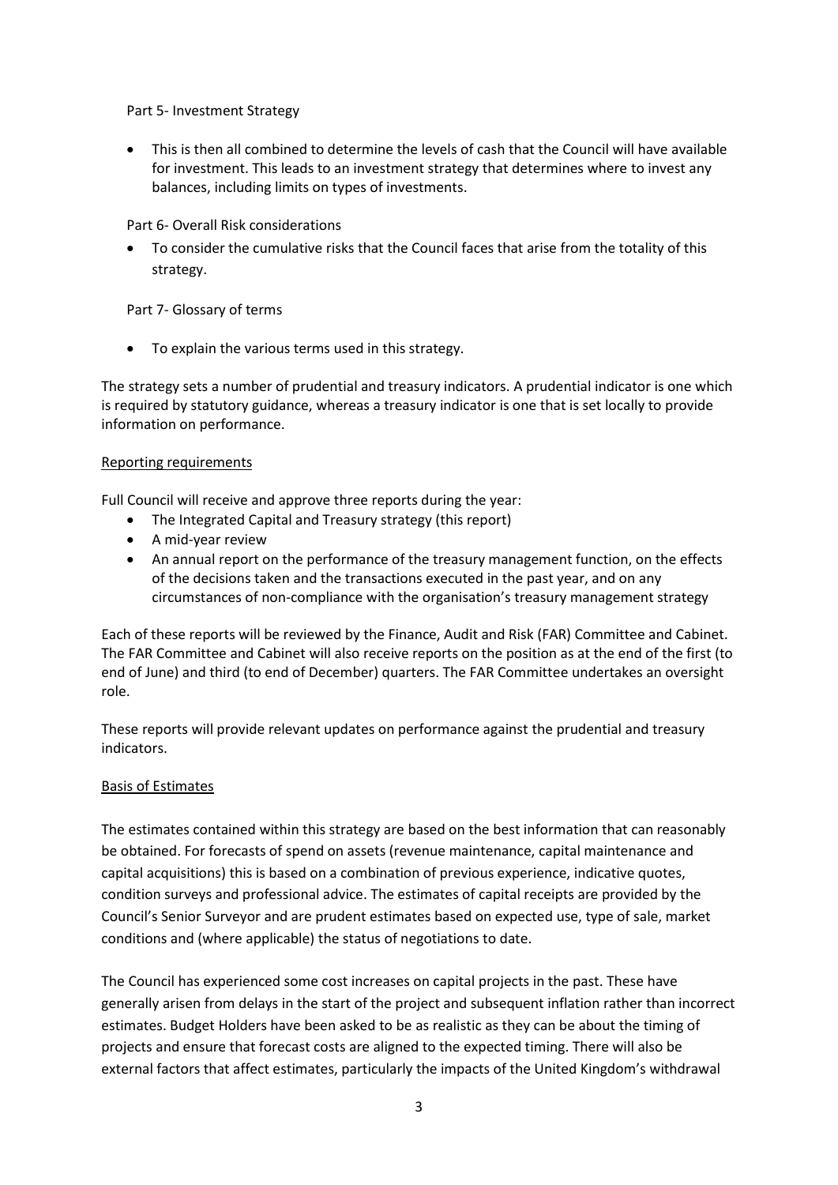Part 5- Investment Strategy

- This is then all combined to determine the levels of cash that the Council will have available for investment. This leads to an investment strategy that determines where to invest any balances, including limits on types of investments.

Part 6- Overall Risk considerations

- To consider the cumulative risks that the Council faces that arise from the totality of this strategy.

Part 7- Glossary of terms

- To explain the various terms used in this strategy.

The strategy sets a number of prudential and treasury indicators. A prudential indicator is one which is required by statutory guidance, whereas a treasury indicator is one that is set locally to provide information on performance.

Reporting requirements

Full Council will receive and approve three reports during the year:

- The Integrated Capital and Treasury strategy (this report)
- A mid-year review
- An annual report on the performance of the treasury management function, on the effects of the decisions taken and the transactions executed in the past year, and on any circumstances of non-compliance with the organisation's treasury management strategy

Each of these reports will be reviewed by the Finance, Audit and Risk (FAR) Committee and Cabinet. The FAR Committee and Cabinet will also receive reports on the position as at the end of the first (to end of June) and third (to end of December) quarters. The FAR Committee undertakes an oversight role.

These reports will provide relevant updates on performance against the prudential and treasury indicators.

Basis of Estimates

The estimates contained within this strategy are based on the best information that can reasonably be obtained. For forecasts of spend on assets (revenue maintenance, capital maintenance and capital acquisitions) this is based on a combination of previous experience, indicative quotes, condition surveys and professional advice. The estimates of capital receipts are provided by the Council's Senior Surveyor and are prudent estimates based on expected use, type of sale, market conditions and (where applicable) the status of negotiations to date.

The Council has experienced some cost increases on capital projects in the past. These have generally arisen from delays in the start of the project and subsequent inflation rather than incorrect estimates. Budget Holders have been asked to be as realistic as they can be about the timing of projects and ensure that forecast costs are aligned to the expected timing. There will also be external factors that affect estimates, particularly the impacts of the United Kingdom's withdrawal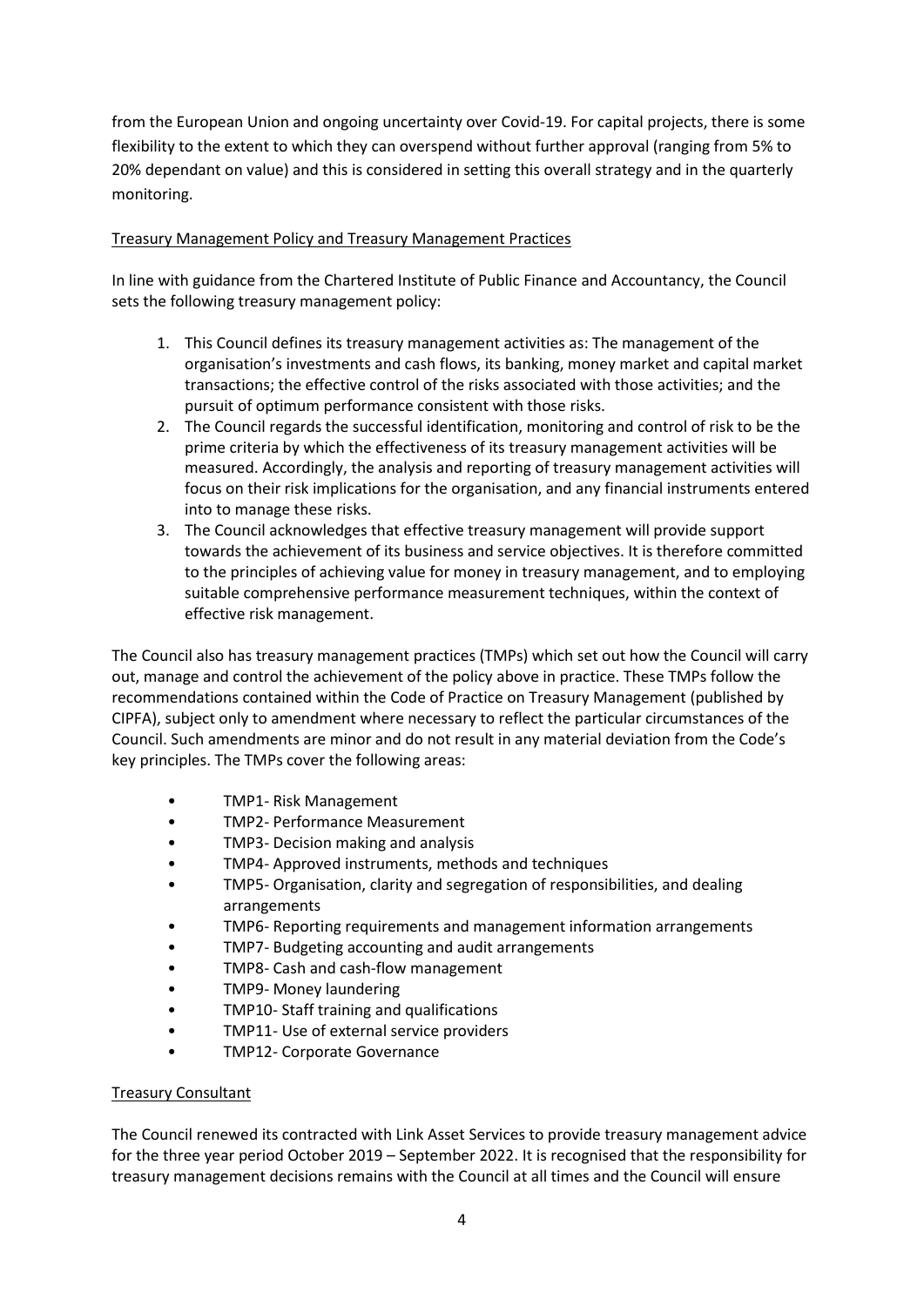from the European Union and ongoing uncertainty over Covid-19. For capital projects, there is some flexibility to the extent to which they can overspend without further approval (ranging from 5% to 20% dependant on value) and this is considered in setting this overall strategy and in the quarterly monitoring.

Treasury Management Policy and Treasury Management Practices

In line with guidance from the Chartered Institute of Public Finance and Accountancy, the Council sets the following treasury management policy:

1. This Council defines its treasury management activities as: The management of the organisation's investments and cash flows, its banking, money market and capital market transactions; the effective control of the risks associated with those activities; and the pursuit of optimum performance consistent with those risks.
2. The Council regards the successful identification, monitoring and control of risk to be the prime criteria by which the effectiveness of its treasury management activities will be measured. Accordingly, the analysis and reporting of treasury management activities will focus on their risk implications for the organisation, and any financial instruments entered into to manage these risks.
3. The Council acknowledges that effective treasury management will provide support towards the achievement of its business and service objectives. It is therefore committed to the principles of achieving value for money in treasury management, and to employing suitable comprehensive performance measurement techniques, within the context of effective risk management.

The Council also has treasury management practices (TMPs) which set out how the Council will carry out, manage and control the achievement of the policy above in practice. These TMPs follow the recommendations contained within the Code of Practice on Treasury Management (published by CIPFA), subject only to amendment where necessary to reflect the particular circumstances of the Council. Such amendments are minor and do not result in any material deviation from the Code's key principles. The TMPs cover the following areas:

- TMP1- Risk Management
- TMP2- Performance Measurement
- TMP3- Decision making and analysis
- TMP4- Approved instruments, methods and techniques
- TMP5- Organisation, clarity and segregation of responsibilities, and dealing arrangements
- TMP6- Reporting requirements and management information arrangements
- TMP7- Budgeting accounting and audit arrangements
- TMP8- Cash and cash-flow management
- TMP9- Money laundering
- TMP10- Staff training and qualifications
- TMP11- Use of external service providers
- TMP12- Corporate Governance

Treasury Consultant

The Council renewed its contracted with Link Asset Services to provide treasury management advice for the three year period October 2019 – September 2022. It is recognised that the responsibility for treasury management decisions remains with the Council at all times and the Council will ensure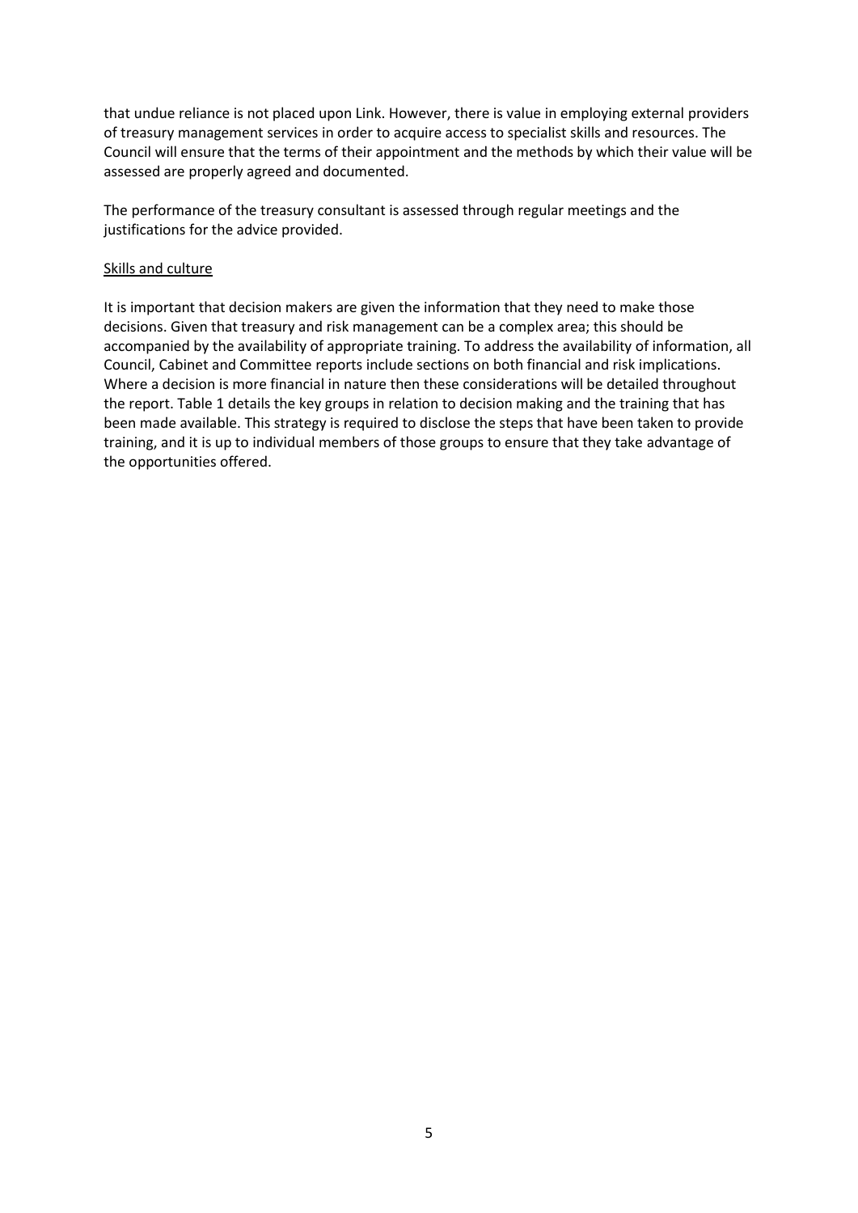that undue reliance is not placed upon Link. However, there is value in employing external providers of treasury management services in order to acquire access to specialist skills and resources. The Council will ensure that the terms of their appointment and the methods by which their value will be assessed are properly agreed and documented.

The performance of the treasury consultant is assessed through regular meetings and the justifications for the advice provided.

Skills and culture

It is important that decision makers are given the information that they need to make those decisions. Given that treasury and risk management can be a complex area; this should be accompanied by the availability of appropriate training. To address the availability of information, all Council, Cabinet and Committee reports include sections on both financial and risk implications. Where a decision is more financial in nature then these considerations will be detailed throughout the report. Table 1 details the key groups in relation to decision making and the training that has been made available. This strategy is required to disclose the steps that have been taken to provide training, and it is up to individual members of those groups to ensure that they take advantage of the opportunities offered.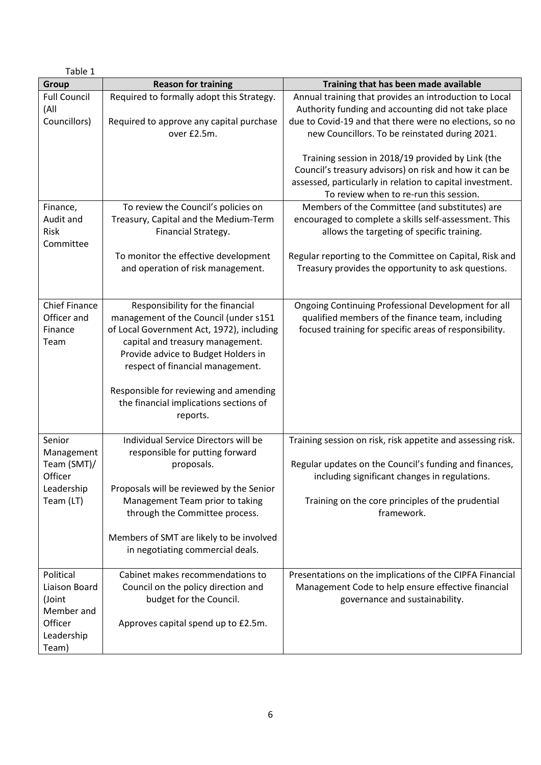Table 1

| Group | Reason for training | Training that has been made available |
|---|---|---|
| Full Council (All Councillors) | Required to formally adopt this Strategy.<br><br>Required to approve any capital purchase over £2.5m. | Annual training that provides an introduction to Local Authority funding and accounting did not take place due to Covid-19 and that there were no elections, so no new Councillors. To be reinstated during 2021.<br><br>Training session in 2018/19 provided by Link (the Council's treasury advisors) on risk and how it can be assessed, particularly in relation to capital investment. To review when to re-run this session. |
| Finance, Audit and Risk Committee | To review the Council's policies on Treasury, Capital and the Medium-Term Financial Strategy.<br><br>To monitor the effective development and operation of risk management. | Members of the Committee (and substitutes) are encouraged to complete a skills self-assessment. This allows the targeting of specific training.<br><br>Regular reporting to the Committee on Capital, Risk and Treasury provides the opportunity to ask questions. |
| Chief Finance Officer and Finance Team | Responsibility for the financial management of the Council (under s151 of Local Government Act, 1972), including capital and treasury management. Provide advice to Budget Holders in respect of financial management.<br><br>Responsible for reviewing and amending the financial implications sections of reports. | Ongoing Continuing Professional Development for all qualified members of the finance team, including focused training for specific areas of responsibility. |
| Senior Management Team (SMT)/ Officer Leadership Team (LT) | Individual Service Directors will be responsible for putting forward proposals.<br><br>Proposals will be reviewed by the Senior Management Team prior to taking through the Committee process.<br><br>Members of SMT are likely to be involved in negotiating commercial deals. | Training session on risk, risk appetite and assessing risk.<br><br>Regular updates on the Council's funding and finances, including significant changes in regulations.<br><br>Training on the core principles of the prudential framework. |
| Political Liaison Board (Joint Member and Officer Leadership Team) | Cabinet makes recommendations to Council on the policy direction and budget for the Council.<br><br>Approves capital spend up to £2.5m. | Presentations on the implications of the CIPFA Financial Management Code to help ensure effective financial governance and sustainability. |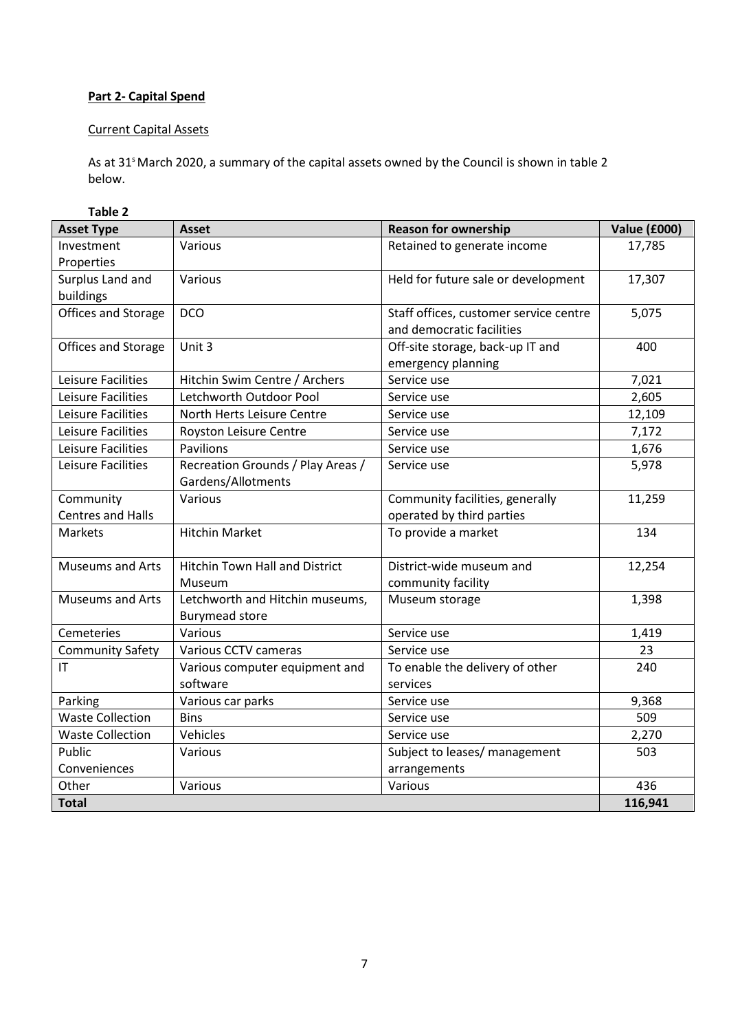**Part 2- Capital Spend**

Current Capital Assets

As at 31st March 2020, a summary of the capital assets owned by the Council is shown in table 2 below.

**Table 2**

| Asset Type | Asset | Reason for ownership | Value (£000) |
|---|---|---|---|
| Investment Properties | Various | Retained to generate income | 17,785 |
| Surplus Land and buildings | Various | Held for future sale or development | 17,307 |
| Offices and Storage | DCO | Staff offices, customer service centre and democratic facilities | 5,075 |
| Offices and Storage | Unit 3 | Off-site storage, back-up IT and emergency planning | 400 |
| Leisure Facilities | Hitchin Swim Centre / Archers | Service use | 7,021 |
| Leisure Facilities | Letchworth Outdoor Pool | Service use | 2,605 |
| Leisure Facilities | North Herts Leisure Centre | Service use | 12,109 |
| Leisure Facilities | Royston Leisure Centre | Service use | 7,172 |
| Leisure Facilities | Pavilions | Service use | 1,676 |
| Leisure Facilities | Recreation Grounds / Play Areas / Gardens/Allotments | Service use | 5,978 |
| Community Centres and Halls | Various | Community facilities, generally operated by third parties | 11,259 |
| Markets | Hitchin Market | To provide a market | 134 |
| Museums and Arts | Hitchin Town Hall and District Museum | District-wide museum and community facility | 12,254 |
| Museums and Arts | Letchworth and Hitchin museums, Burymead store | Museum storage | 1,398 |
| Cemeteries | Various | Service use | 1,419 |
| Community Safety | Various CCTV cameras | Service use | 23 |
| IT | Various computer equipment and software | To enable the delivery of other services | 240 |
| Parking | Various car parks | Service use | 9,368 |
| Waste Collection | Bins | Service use | 509 |
| Waste Collection | Vehicles | Service use | 2,270 |
| Public Conveniences | Various | Subject to leases/ management arrangements | 503 |
| Other | Various | Various | 436 |
| **Total** | | | **116,941** |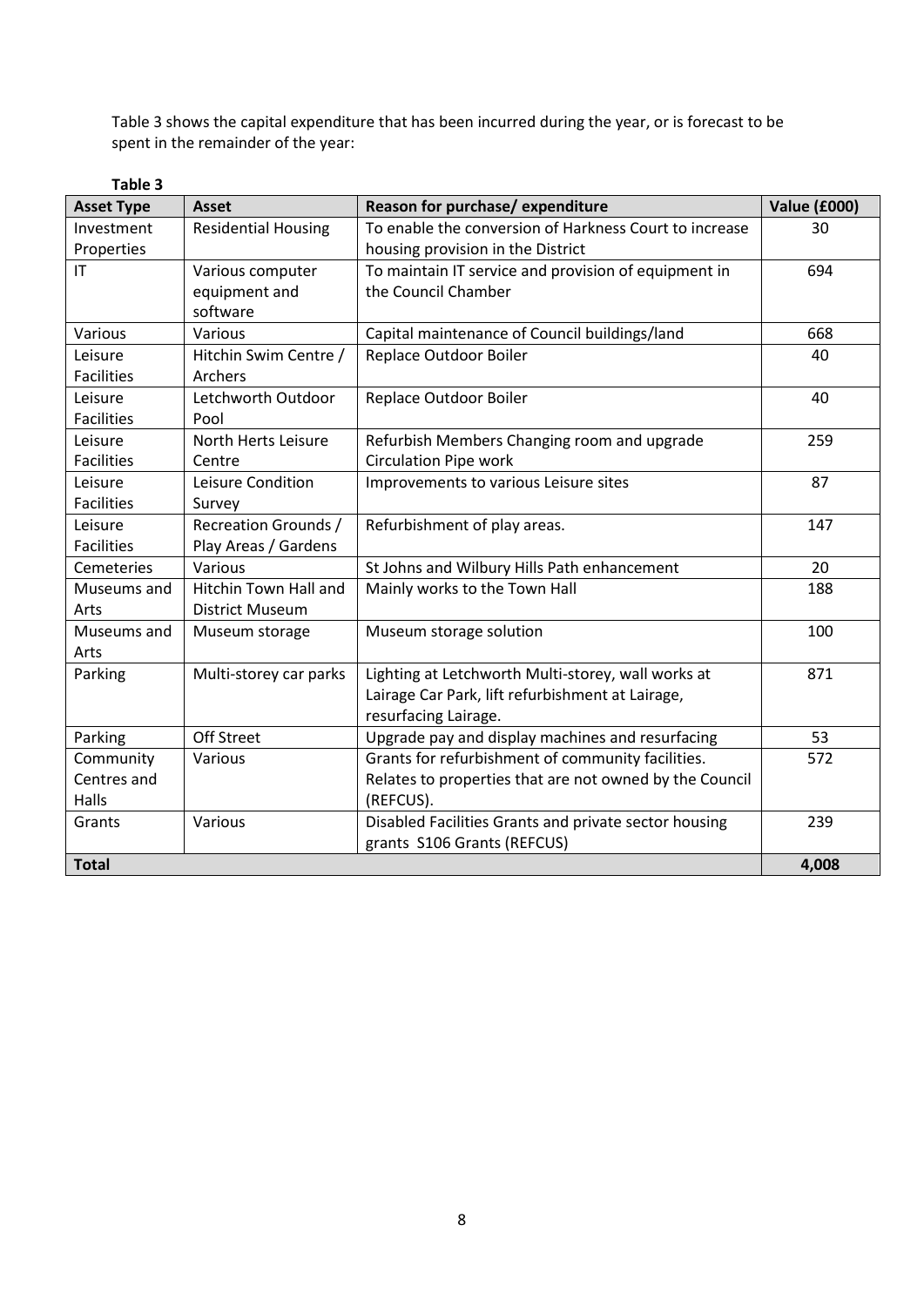Table 3 shows the capital expenditure that has been incurred during the year, or is forecast to be spent in the remainder of the year:

**Table 3**

| Asset Type | Asset | Reason for purchase/ expenditure | Value (£000) |
|---|---|---|---|
| Investment Properties | Residential Housing | To enable the conversion of Harkness Court to increase housing provision in the District | 30 |
| IT | Various computer equipment and software | To maintain IT service and provision of equipment in the Council Chamber | 694 |
| Various | Various | Capital maintenance of Council buildings/land | 668 |
| Leisure Facilities | Hitchin Swim Centre / Archers | Replace Outdoor Boiler | 40 |
| Leisure Facilities | Letchworth Outdoor Pool | Replace Outdoor Boiler | 40 |
| Leisure Facilities | North Herts Leisure Centre | Refurbish Members Changing room and upgrade Circulation Pipe work | 259 |
| Leisure Facilities | Leisure Condition Survey | Improvements to various Leisure sites | 87 |
| Leisure Facilities | Recreation Grounds / Play Areas / Gardens | Refurbishment of play areas. | 147 |
| Cemeteries | Various | St Johns and Wilbury Hills Path enhancement | 20 |
| Museums and Arts | Hitchin Town Hall and District Museum | Mainly works to the Town Hall | 188 |
| Museums and Arts | Museum storage | Museum storage solution | 100 |
| Parking | Multi-storey car parks | Lighting at Letchworth Multi-storey, wall works at Lairage Car Park, lift refurbishment at Lairage, resurfacing Lairage. | 871 |
| Parking | Off Street | Upgrade pay and display machines and resurfacing | 53 |
| Community Centres and Halls | Various | Grants for refurbishment of community facilities. Relates to properties that are not owned by the Council (REFCUS). | 572 |
| Grants | Various | Disabled Facilities Grants and private sector housing grants S106 Grants (REFCUS) | 239 |
| **Total** | | | **4,008** |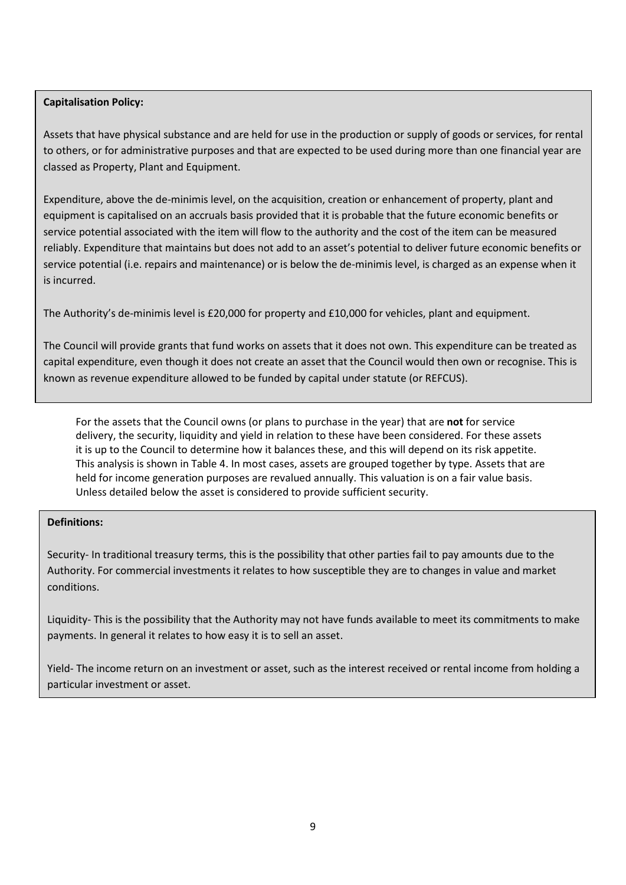**Capitalisation Policy:**

Assets that have physical substance and are held for use in the production or supply of goods or services, for rental to others, or for administrative purposes and that are expected to be used during more than one financial year are classed as Property, Plant and Equipment.

Expenditure, above the de-minimis level, on the acquisition, creation or enhancement of property, plant and equipment is capitalised on an accruals basis provided that it is probable that the future economic benefits or service potential associated with the item will flow to the authority and the cost of the item can be measured reliably. Expenditure that maintains but does not add to an asset's potential to deliver future economic benefits or service potential (i.e. repairs and maintenance) or is below the de-minimis level, is charged as an expense when it is incurred.

The Authority's de-minimis level is £20,000 for property and £10,000 for vehicles, plant and equipment.

The Council will provide grants that fund works on assets that it does not own. This expenditure can be treated as capital expenditure, even though it does not create an asset that the Council would then own or recognise. This is known as revenue expenditure allowed to be funded by capital under statute (or REFCUS).

For the assets that the Council owns (or plans to purchase in the year) that are **not** for service delivery, the security, liquidity and yield in relation to these have been considered. For these assets it is up to the Council to determine how it balances these, and this will depend on its risk appetite. This analysis is shown in Table 4. In most cases, assets are grouped together by type. Assets that are held for income generation purposes are revalued annually. This valuation is on a fair value basis. Unless detailed below the asset is considered to provide sufficient security.

**Definitions:**

Security- In traditional treasury terms, this is the possibility that other parties fail to pay amounts due to the Authority. For commercial investments it relates to how susceptible they are to changes in value and market conditions.

Liquidity- This is the possibility that the Authority may not have funds available to meet its commitments to make payments. In general it relates to how easy it is to sell an asset.

Yield- The income return on an investment or asset, such as the interest received or rental income from holding a particular investment or asset.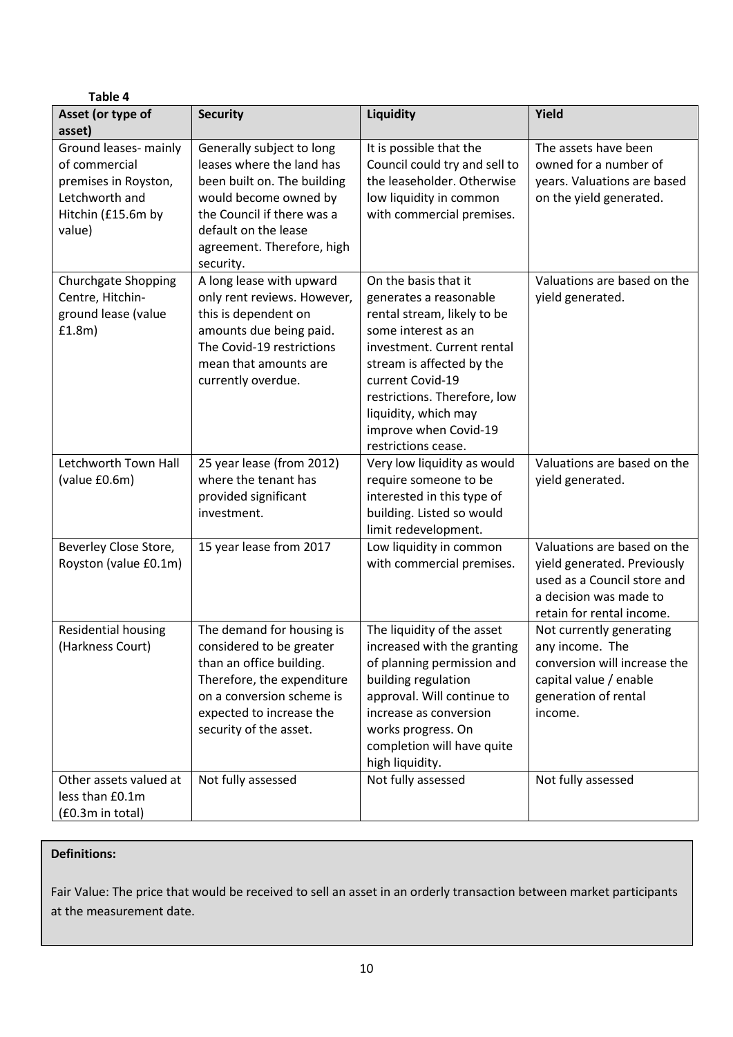**Table 4**

| Asset (or type of asset) | Security | Liquidity | Yield |
|---|---|---|---|
| Ground leases- mainly of commercial premises in Royston, Letchworth and Hitchin (£15.6m by value) | Generally subject to long leases where the land has been built on. The building would become owned by the Council if there was a default on the lease agreement. Therefore, high security. | It is possible that the Council could try and sell to the leaseholder. Otherwise low liquidity in common with commercial premises. | The assets have been owned for a number of years. Valuations are based on the yield generated. |
| Churchgate Shopping Centre, Hitchin- ground lease (value £1.8m) | A long lease with upward only rent reviews. However, this is dependent on amounts due being paid. The Covid-19 restrictions mean that amounts are currently overdue. | On the basis that it generates a reasonable rental stream, likely to be some interest as an investment. Current rental stream is affected by the current Covid-19 restrictions. Therefore, low liquidity, which may improve when Covid-19 restrictions cease. | Valuations are based on the yield generated. |
| Letchworth Town Hall (value £0.6m) | 25 year lease (from 2012) where the tenant has provided significant investment. | Very low liquidity as would require someone to be interested in this type of building. Listed so would limit redevelopment. | Valuations are based on the yield generated. |
| Beverley Close Store, Royston (value £0.1m) | 15 year lease from 2017 | Low liquidity in common with commercial premises. | Valuations are based on the yield generated. Previously used as a Council store and a decision was made to retain for rental income. |
| Residential housing (Harkness Court) | The demand for housing is considered to be greater than an office building. Therefore, the expenditure on a conversion scheme is expected to increase the security of the asset. | The liquidity of the asset increased with the granting of planning permission and building regulation approval. Will continue to increase as conversion works progress. On completion will have quite high liquidity. | Not currently generating any income. The conversion will increase the capital value / enable generation of rental income. |
| Other assets valued at less than £0.1m (£0.3m in total) | Not fully assessed | Not fully assessed | Not fully assessed |

**Definitions:**

Fair Value: The price that would be received to sell an asset in an orderly transaction between market participants at the measurement date.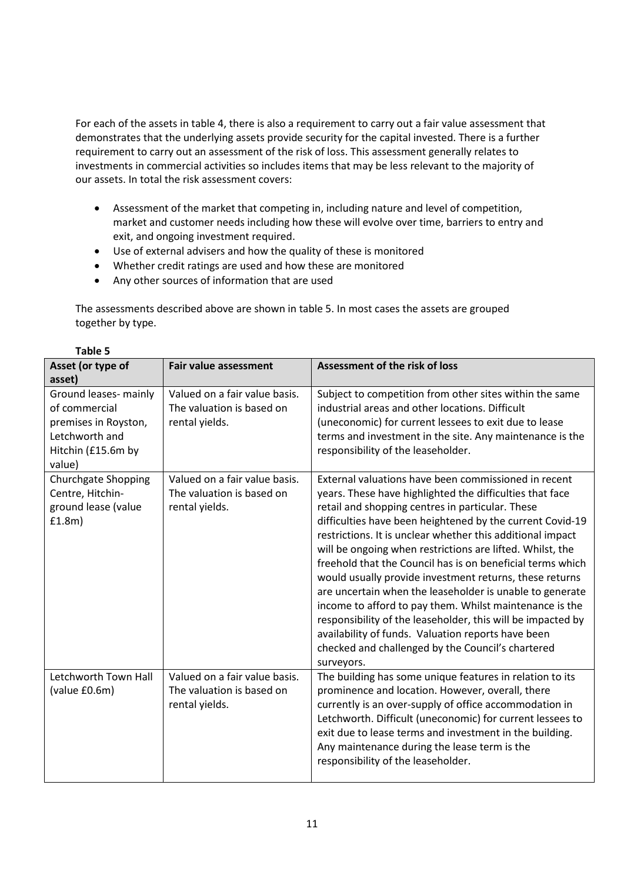For each of the assets in table 4, there is also a requirement to carry out a fair value assessment that demonstrates that the underlying assets provide security for the capital invested. There is a further requirement to carry out an assessment of the risk of loss. This assessment generally relates to investments in commercial activities so includes items that may be less relevant to the majority of our assets. In total the risk assessment covers:

- Assessment of the market that competing in, including nature and level of competition, market and customer needs including how these will evolve over time, barriers to entry and exit, and ongoing investment required.
- Use of external advisers and how the quality of these is monitored
- Whether credit ratings are used and how these are monitored
- Any other sources of information that are used

The assessments described above are shown in table 5. In most cases the assets are grouped together by type.

**Table 5**

| Asset (or type of asset) | Fair value assessment | Assessment of the risk of loss |
|---|---|---|
| Ground leases- mainly of commercial premises in Royston, Letchworth and Hitchin (£15.6m by value) | Valued on a fair value basis. The valuation is based on rental yields. | Subject to competition from other sites within the same industrial areas and other locations. Difficult (uneconomic) for current lessees to exit due to lease terms and investment in the site. Any maintenance is the responsibility of the leaseholder. |
| Churchgate Shopping Centre, Hitchin- ground lease (value £1.8m) | Valued on a fair value basis. The valuation is based on rental yields. | External valuations have been commissioned in recent years. These have highlighted the difficulties that face retail and shopping centres in particular. These difficulties have been heightened by the current Covid-19 restrictions. It is unclear whether this additional impact will be ongoing when restrictions are lifted. Whilst, the freehold that the Council has is on beneficial terms which would usually provide investment returns, these returns are uncertain when the leaseholder is unable to generate income to afford to pay them. Whilst maintenance is the responsibility of the leaseholder, this will be impacted by availability of funds. Valuation reports have been checked and challenged by the Council's chartered surveyors. |
| Letchworth Town Hall (value £0.6m) | Valued on a fair value basis. The valuation is based on rental yields. | The building has some unique features in relation to its prominence and location. However, overall, there currently is an over-supply of office accommodation in Letchworth. Difficult (uneconomic) for current lessees to exit due to lease terms and investment in the building. Any maintenance during the lease term is the responsibility of the leaseholder. |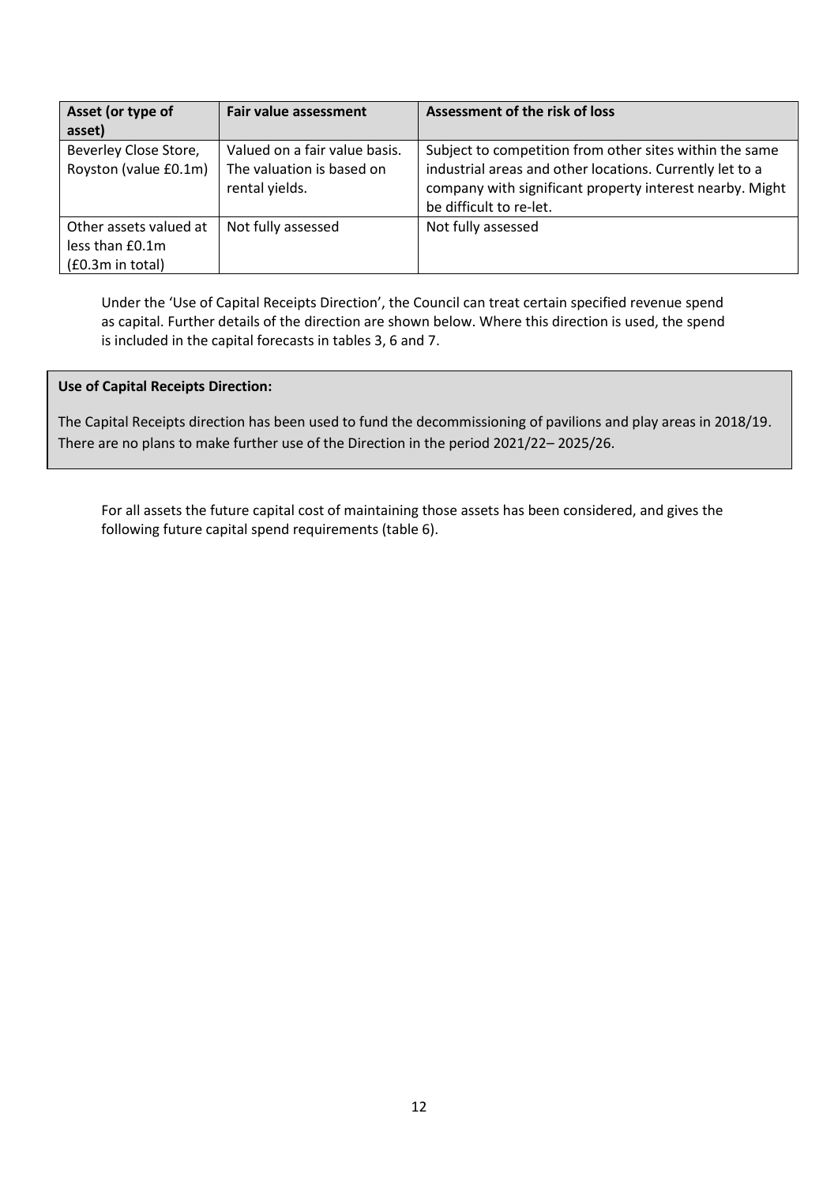| Asset (or type of asset) | Fair value assessment | Assessment of the risk of loss |
| --- | --- | --- |
| Beverley Close Store, Royston (value £0.1m) | Valued on a fair value basis. The valuation is based on rental yields. | Subject to competition from other sites within the same industrial areas and other locations. Currently let to a company with significant property interest nearby. Might be difficult to re-let. |
| Other assets valued at less than £0.1m (£0.3m in total) | Not fully assessed | Not fully assessed |

Under the 'Use of Capital Receipts Direction', the Council can treat certain specified revenue spend as capital. Further details of the direction are shown below. Where this direction is used, the spend is included in the capital forecasts in tables 3, 6 and 7.

**Use of Capital Receipts Direction:**

The Capital Receipts direction has been used to fund the decommissioning of pavilions and play areas in 2018/19. There are no plans to make further use of the Direction in the period 2021/22– 2025/26.

For all assets the future capital cost of maintaining those assets has been considered, and gives the following future capital spend requirements (table 6).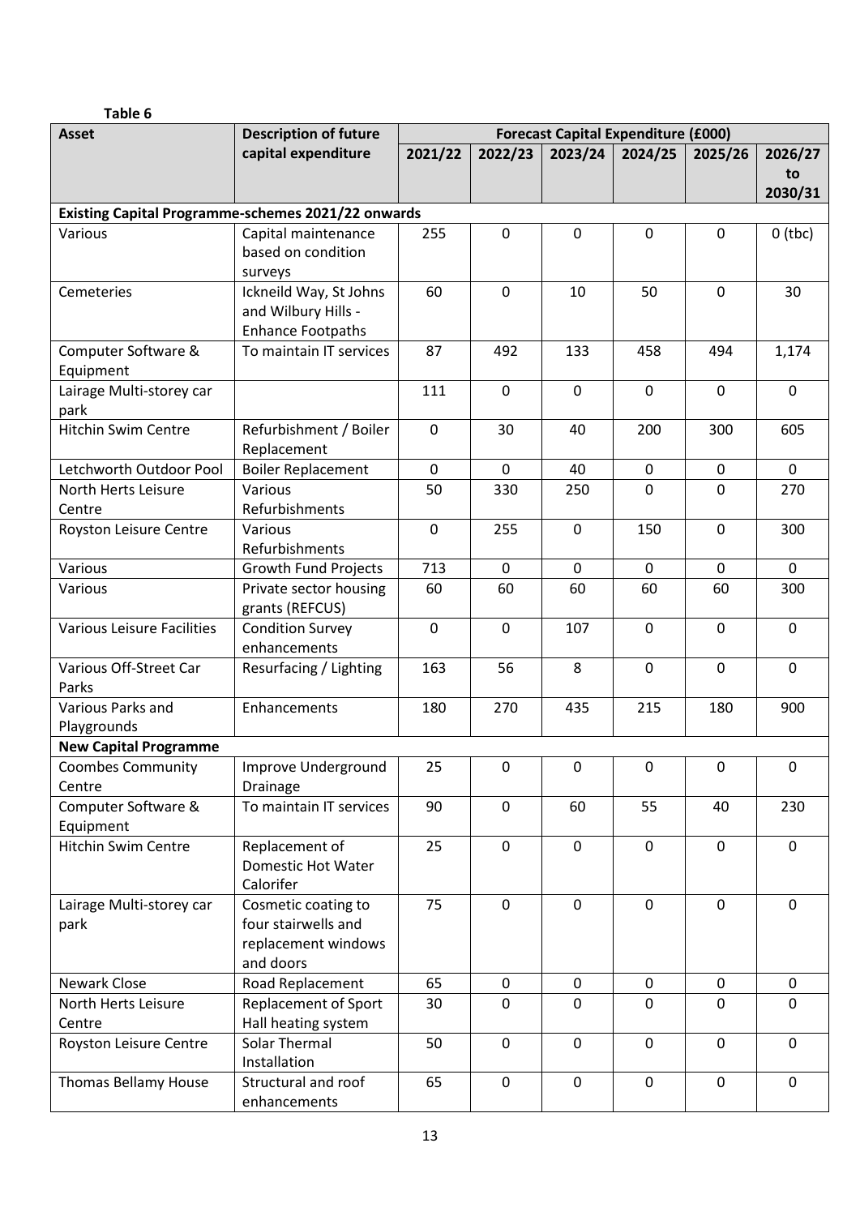**Table 6**

| Asset | Description of future capital expenditure | Forecast Capital Expenditure (£000) | | | | | |
|---|---|---|---|---|---|---|---|
| | | 2021/22 | 2022/23 | 2023/24 | 2024/25 | 2025/26 | 2026/27 to 2030/31 |
| **Existing Capital Programme-schemes 2021/22 onwards** | | | | | | | |
| Various | Capital maintenance based on condition surveys | 255 | 0 | 0 | 0 | 0 | 0 (tbc) |
| Cemeteries | Ickneild Way, St Johns and Wilbury Hills - Enhance Footpaths | 60 | 0 | 10 | 50 | 0 | 30 |
| Computer Software & Equipment | To maintain IT services | 87 | 492 | 133 | 458 | 494 | 1,174 |
| Lairage Multi-storey car park | | 111 | 0 | 0 | 0 | 0 | 0 |
| Hitchin Swim Centre | Refurbishment / Boiler Replacement | 0 | 30 | 40 | 200 | 300 | 605 |
| Letchworth Outdoor Pool | Boiler Replacement | 0 | 0 | 40 | 0 | 0 | 0 |
| North Herts Leisure Centre | Various Refurbishments | 50 | 330 | 250 | 0 | 0 | 270 |
| Royston Leisure Centre | Various Refurbishments | 0 | 255 | 0 | 150 | 0 | 300 |
| Various | Growth Fund Projects | 713 | 0 | 0 | 0 | 0 | 0 |
| Various | Private sector housing grants (REFCUS) | 60 | 60 | 60 | 60 | 60 | 300 |
| Various Leisure Facilities | Condition Survey enhancements | 0 | 0 | 107 | 0 | 0 | 0 |
| Various Off-Street Car Parks | Resurfacing / Lighting | 163 | 56 | 8 | 0 | 0 | 0 |
| Various Parks and Playgrounds | Enhancements | 180 | 270 | 435 | 215 | 180 | 900 |
| **New Capital Programme** | | | | | | | |
| Coombes Community Centre | Improve Underground Drainage | 25 | 0 | 0 | 0 | 0 | 0 |
| Computer Software & Equipment | To maintain IT services | 90 | 0 | 60 | 55 | 40 | 230 |
| Hitchin Swim Centre | Replacement of Domestic Hot Water Calorifer | 25 | 0 | 0 | 0 | 0 | 0 |
| Lairage Multi-storey car park | Cosmetic coating to four stairwells and replacement windows and doors | 75 | 0 | 0 | 0 | 0 | 0 |
| Newark Close | Road Replacement | 65 | 0 | 0 | 0 | 0 | 0 |
| North Herts Leisure Centre | Replacement of Sport Hall heating system | 30 | 0 | 0 | 0 | 0 | 0 |
| Royston Leisure Centre | Solar Thermal Installation | 50 | 0 | 0 | 0 | 0 | 0 |
| Thomas Bellamy House | Structural and roof enhancements | 65 | 0 | 0 | 0 | 0 | 0 |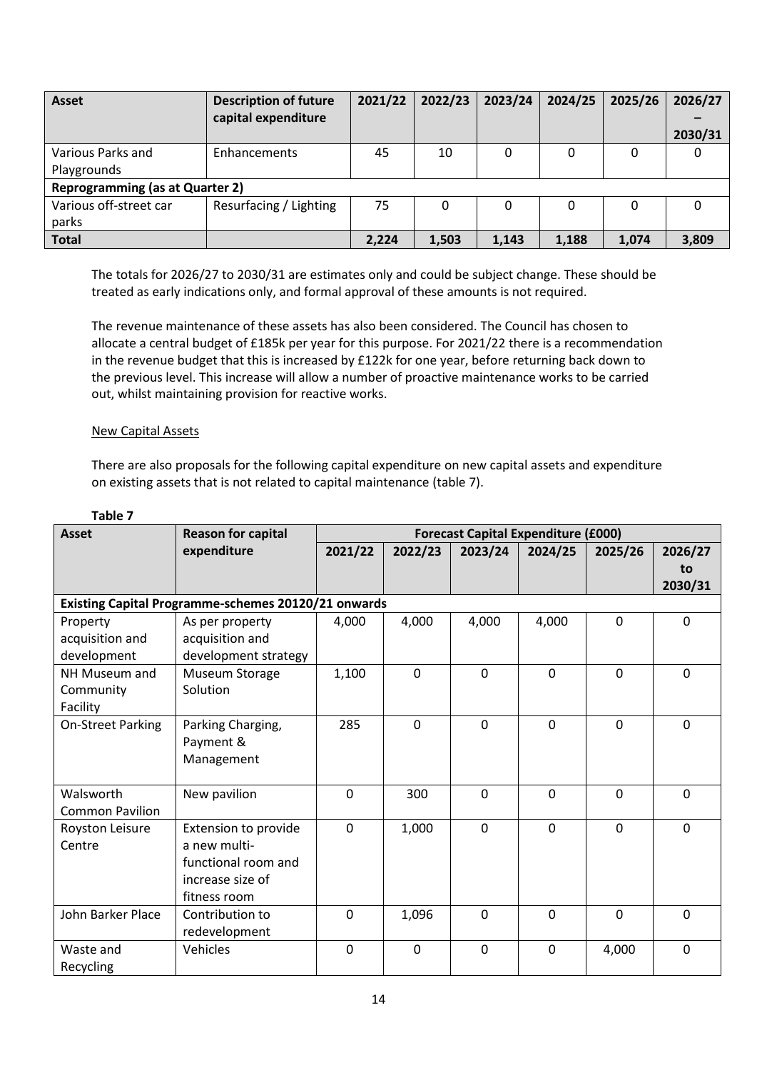| Asset | Description of future capital expenditure | 2021/22 | 2022/23 | 2023/24 | 2024/25 | 2025/26 | 2026/27 – 2030/31 |
|---|---|---|---|---|---|---|---|
| Various Parks and Playgrounds | Enhancements | 45 | 10 | 0 | 0 | 0 | 0 |
| **Reprogramming (as at Quarter 2)** | | | | | | | |
| Various off-street car parks | Resurfacing / Lighting | 75 | 0 | 0 | 0 | 0 | 0 |
| **Total** | | **2,224** | **1,503** | **1,143** | **1,188** | **1,074** | **3,809** |

The totals for 2026/27 to 2030/31 are estimates only and could be subject change. These should be treated as early indications only, and formal approval of these amounts is not required.

The revenue maintenance of these assets has also been considered. The Council has chosen to allocate a central budget of £185k per year for this purpose. For 2021/22 there is a recommendation in the revenue budget that this is increased by £122k for one year, before returning back down to the previous level. This increase will allow a number of proactive maintenance works to be carried out, whilst maintaining provision for reactive works.

New Capital Assets

There are also proposals for the following capital expenditure on new capital assets and expenditure on existing assets that is not related to capital maintenance (table 7).

**Table 7**

| Asset | Reason for capital expenditure | Forecast Capital Expenditure (£000) | | | | | |
|---|---|---|---|---|---|---|---|
| | | 2021/22 | 2022/23 | 2023/24 | 2024/25 | 2025/26 | 2026/27 to 2030/31 |
| **Existing Capital Programme-schemes 20120/21 onwards** | | | | | | | |
| Property acquisition and development | As per property acquisition and development strategy | 4,000 | 4,000 | 4,000 | 4,000 | 0 | 0 |
| NH Museum and Community Facility | Museum Storage Solution | 1,100 | 0 | 0 | 0 | 0 | 0 |
| On-Street Parking | Parking Charging, Payment & Management | 285 | 0 | 0 | 0 | 0 | 0 |
| Walsworth Common Pavilion | New pavilion | 0 | 300 | 0 | 0 | 0 | 0 |
| Royston Leisure Centre | Extension to provide a new multi-functional room and increase size of fitness room | 0 | 1,000 | 0 | 0 | 0 | 0 |
| John Barker Place | Contribution to redevelopment | 0 | 1,096 | 0 | 0 | 0 | 0 |
| Waste and Recycling | Vehicles | 0 | 0 | 0 | 0 | 4,000 | 0 |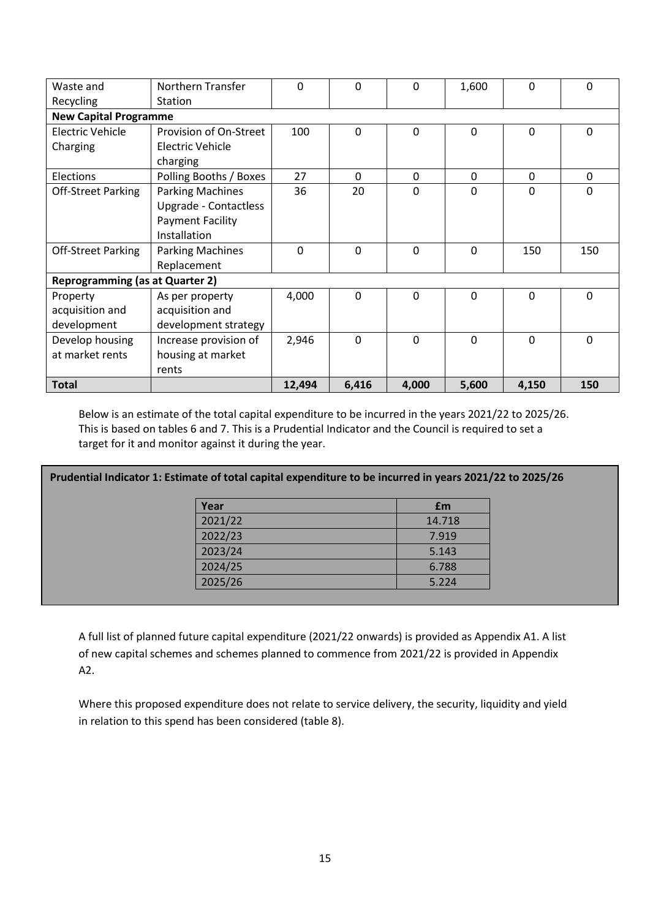| Waste and Recycling | Northern Transfer Station | 0 | 0 | 0 | 1,600 | 0 | 0 |
|---|---|---|---|---|---|---|---|
| **New Capital Programme** | | | | | | | |
| Electric Vehicle Charging | Provision of On-Street Electric Vehicle charging | 100 | 0 | 0 | 0 | 0 | 0 |
| Elections | Polling Booths / Boxes | 27 | 0 | 0 | 0 | 0 | 0 |
| Off-Street Parking | Parking Machines Upgrade - Contactless Payment Facility Installation | 36 | 20 | 0 | 0 | 0 | 0 |
| Off-Street Parking | Parking Machines Replacement | 0 | 0 | 0 | 0 | 150 | 150 |
| **Reprogramming (as at Quarter 2)** | | | | | | | |
| Property acquisition and development | As per property acquisition and development strategy | 4,000 | 0 | 0 | 0 | 0 | 0 |
| Develop housing at market rents | Increase provision of housing at market rents | 2,946 | 0 | 0 | 0 | 0 | 0 |
| **Total** | | **12,494** | **6,416** | **4,000** | **5,600** | **4,150** | **150** |

Below is an estimate of the total capital expenditure to be incurred in the years 2021/22 to 2025/26. This is based on tables 6 and 7. This is a Prudential Indicator and the Council is required to set a target for it and monitor against it during the year.

**Prudential Indicator 1: Estimate of total capital expenditure to be incurred in years 2021/22 to 2025/26**

| Year | £m |
|---|---|
| 2021/22 | 14.718 |
| 2022/23 | 7.919 |
| 2023/24 | 5.143 |
| 2024/25 | 6.788 |
| 2025/26 | 5.224 |

A full list of planned future capital expenditure (2021/22 onwards) is provided as Appendix A1. A list of new capital schemes and schemes planned to commence from 2021/22 is provided in Appendix A2.

Where this proposed expenditure does not relate to service delivery, the security, liquidity and yield in relation to this spend has been considered (table 8).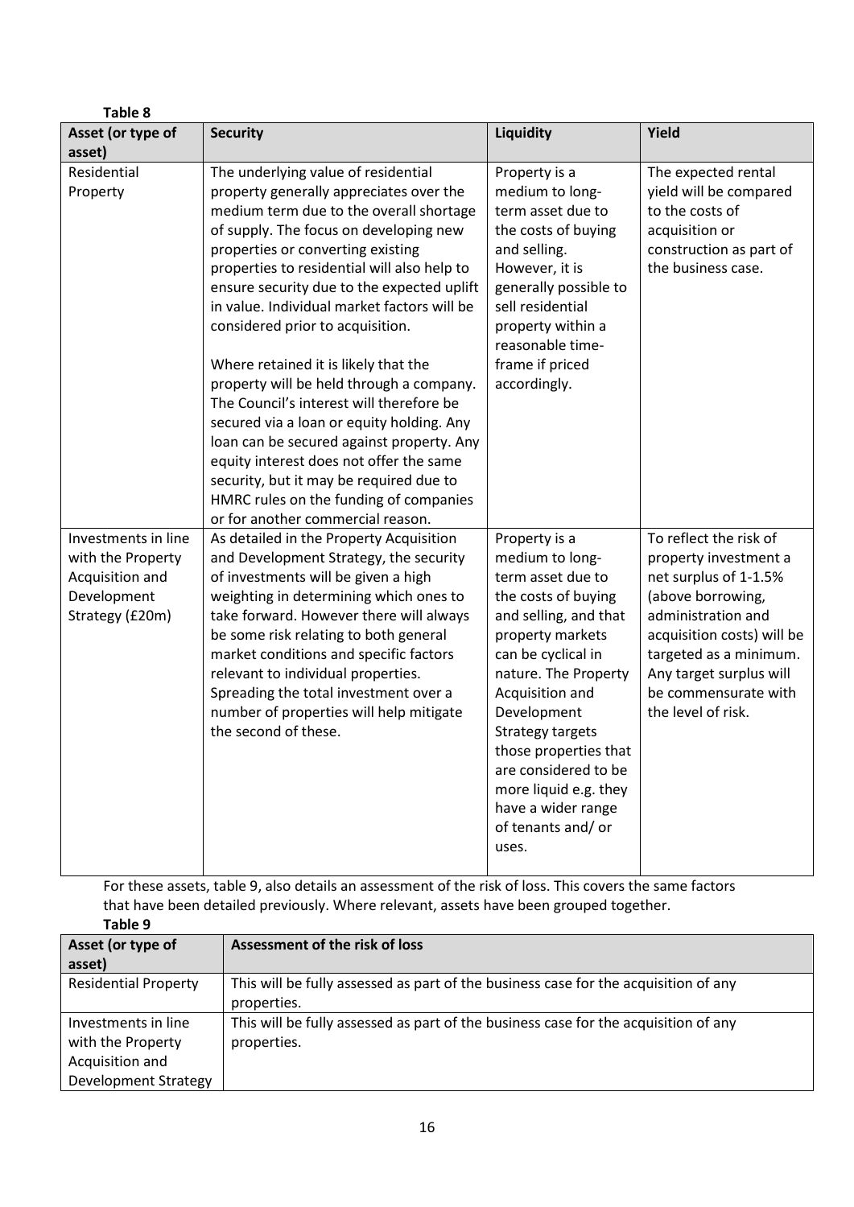**Table 8**

| Asset (or type of asset) | Security | Liquidity | Yield |
|---|---|---|---|
| Residential Property | The underlying value of residential property generally appreciates over the medium term due to the overall shortage of supply. The focus on developing new properties or converting existing properties to residential will also help to ensure security due to the expected uplift in value. Individual market factors will be considered prior to acquisition.<br><br>Where retained it is likely that the property will be held through a company. The Council's interest will therefore be secured via a loan or equity holding. Any loan can be secured against property. Any equity interest does not offer the same security, but it may be required due to HMRC rules on the funding of companies or for another commercial reason. | Property is a medium to long-term asset due to the costs of buying and selling. However, it is generally possible to sell residential property within a reasonable time-frame if priced accordingly. | The expected rental yield will be compared to the costs of acquisition or construction as part of the business case. |
| Investments in line with the Property Acquisition and Development Strategy (£20m) | As detailed in the Property Acquisition and Development Strategy, the security of investments will be given a high weighting in determining which ones to take forward. However there will always be some risk relating to both general market conditions and specific factors relevant to individual properties. Spreading the total investment over a number of properties will help mitigate the second of these. | Property is a medium to long-term asset due to the costs of buying and selling, and that property markets can be cyclical in nature. The Property Acquisition and Development Strategy targets those properties that are considered to be more liquid e.g. they have a wider range of tenants and/ or uses. | To reflect the risk of property investment a net surplus of 1-1.5% (above borrowing, administration and acquisition costs) will be targeted as a minimum. Any target surplus will be commensurate with the level of risk. |

For these assets, table 9, also details an assessment of the risk of loss. This covers the same factors that have been detailed previously. Where relevant, assets have been grouped together.

**Table 9**

| Asset (or type of asset) | Assessment of the risk of loss |
|---|---|
| Residential Property | This will be fully assessed as part of the business case for the acquisition of any properties. |
| Investments in line with the Property Acquisition and Development Strategy | This will be fully assessed as part of the business case for the acquisition of any properties. |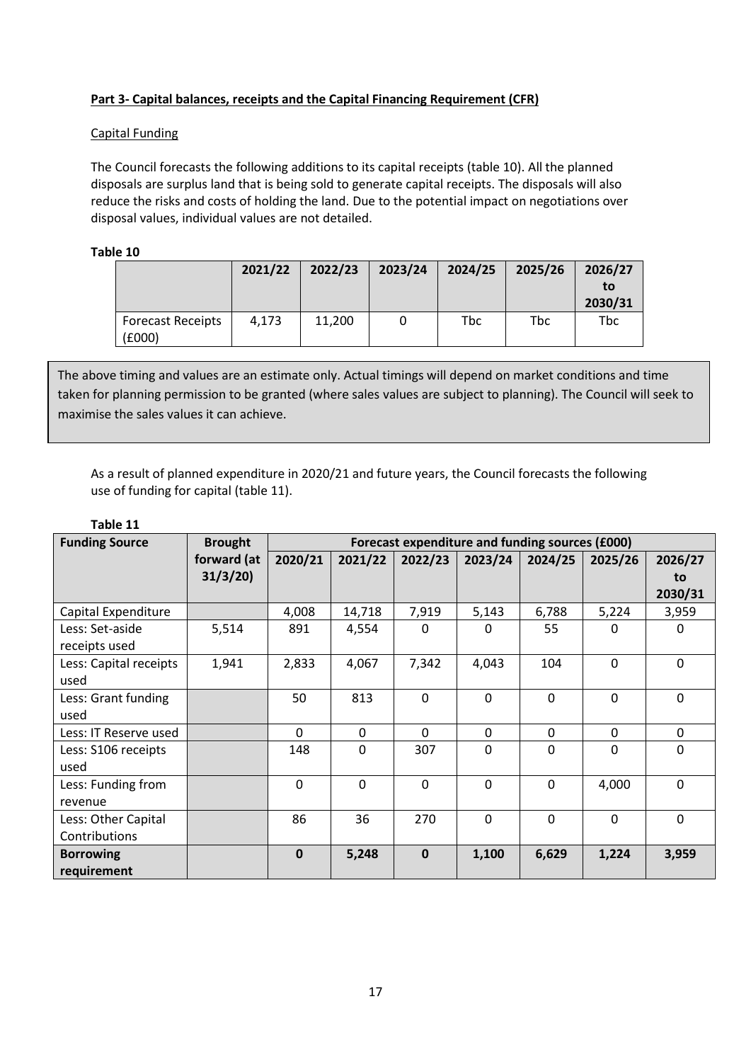**Part 3- Capital balances, receipts and the Capital Financing Requirement (CFR)**

Capital Funding

The Council forecasts the following additions to its capital receipts (table 10). All the planned disposals are surplus land that is being sold to generate capital receipts. The disposals will also reduce the risks and costs of holding the land. Due to the potential impact on negotiations over disposal values, individual values are not detailed.

**Table 10**

| | 2021/22 | 2022/23 | 2023/24 | 2024/25 | 2025/26 | 2026/27 to 2030/31 |
|---|---|---|---|---|---|---|
| Forecast Receipts (£000) | 4,173 | 11,200 | 0 | Tbc | Tbc | Tbc |

The above timing and values are an estimate only. Actual timings will depend on market conditions and time taken for planning permission to be granted (where sales values are subject to planning). The Council will seek to maximise the sales values it can achieve.

As a result of planned expenditure in 2020/21 and future years, the Council forecasts the following use of funding for capital (table 11).

**Table 11**

| Funding Source | Brought forward (at 31/3/20) | Forecast expenditure and funding sources (£000) | | | | | | |
|---|---|---|---|---|---|---|---|---|
| | | 2020/21 | 2021/22 | 2022/23 | 2023/24 | 2024/25 | 2025/26 | 2026/27 to 2030/31 |
| Capital Expenditure | | 4,008 | 14,718 | 7,919 | 5,143 | 6,788 | 5,224 | 3,959 |
| Less: Set-aside receipts used | 5,514 | 891 | 4,554 | 0 | 0 | 55 | 0 | 0 |
| Less: Capital receipts used | 1,941 | 2,833 | 4,067 | 7,342 | 4,043 | 104 | 0 | 0 |
| Less: Grant funding used | | 50 | 813 | 0 | 0 | 0 | 0 | 0 |
| Less: IT Reserve used | | 0 | 0 | 0 | 0 | 0 | 0 | 0 |
| Less: S106 receipts used | | 148 | 0 | 307 | 0 | 0 | 0 | 0 |
| Less: Funding from revenue | | 0 | 0 | 0 | 0 | 0 | 4,000 | 0 |
| Less: Other Capital Contributions | | 86 | 36 | 270 | 0 | 0 | 0 | 0 |
| **Borrowing requirement** | | **0** | **5,248** | **0** | **1,100** | **6,629** | **1,224** | **3,959** |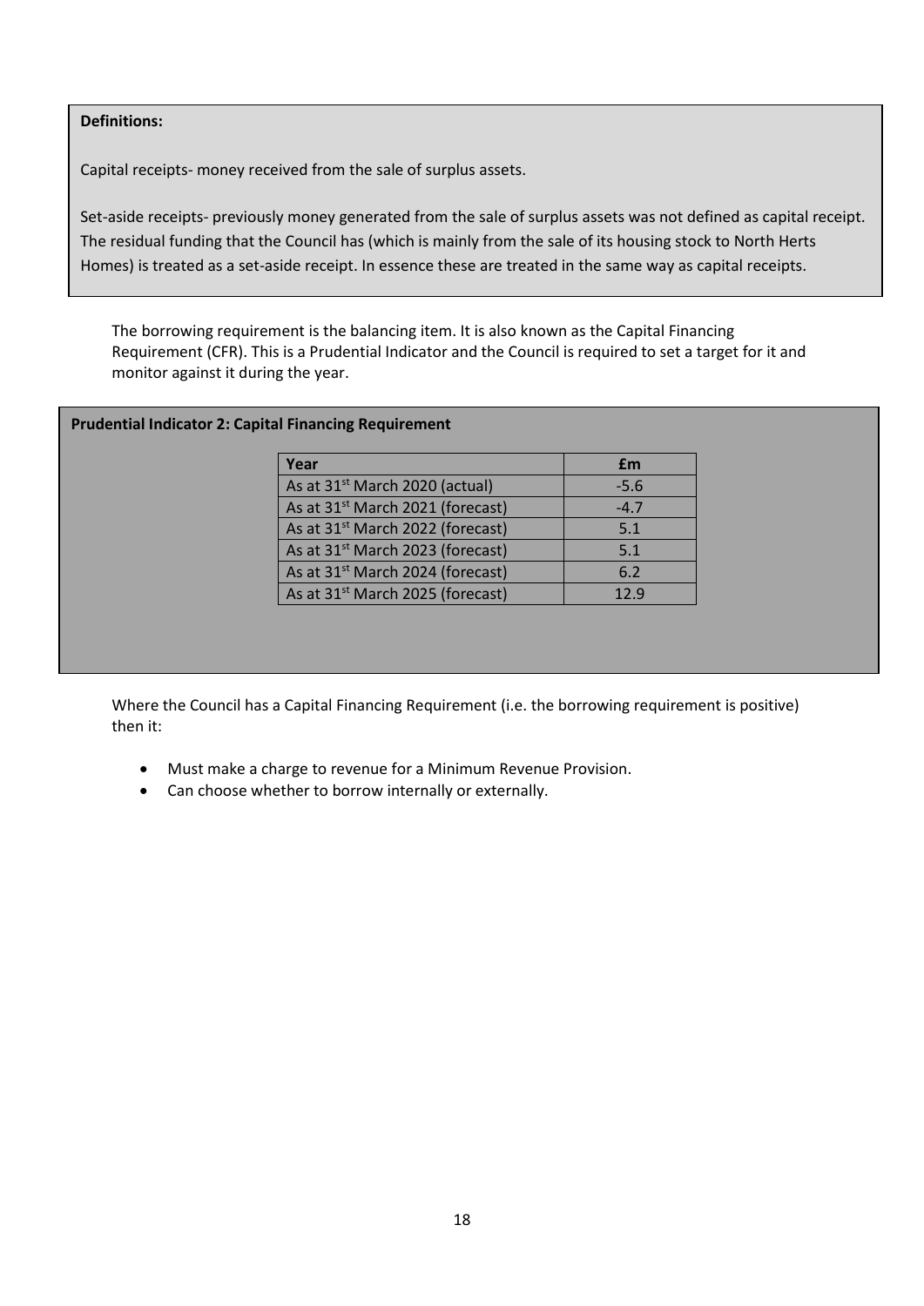**Definitions:**

Capital receipts- money received from the sale of surplus assets.

Set-aside receipts- previously money generated from the sale of surplus assets was not defined as capital receipt. The residual funding that the Council has (which is mainly from the sale of its housing stock to North Herts Homes) is treated as a set-aside receipt. In essence these are treated in the same way as capital receipts.

The borrowing requirement is the balancing item. It is also known as the Capital Financing Requirement (CFR). This is a Prudential Indicator and the Council is required to set a target for it and monitor against it during the year.

**Prudential Indicator 2: Capital Financing Requirement**

| Year | £m |
|---|---|
| As at 31st March 2020 (actual) | -5.6 |
| As at 31st March 2021 (forecast) | -4.7 |
| As at 31st March 2022 (forecast) | 5.1 |
| As at 31st March 2023 (forecast) | 5.1 |
| As at 31st March 2024 (forecast) | 6.2 |
| As at 31st March 2025 (forecast) | 12.9 |

Where the Council has a Capital Financing Requirement (i.e. the borrowing requirement is positive) then it:

- Must make a charge to revenue for a Minimum Revenue Provision.
- Can choose whether to borrow internally or externally.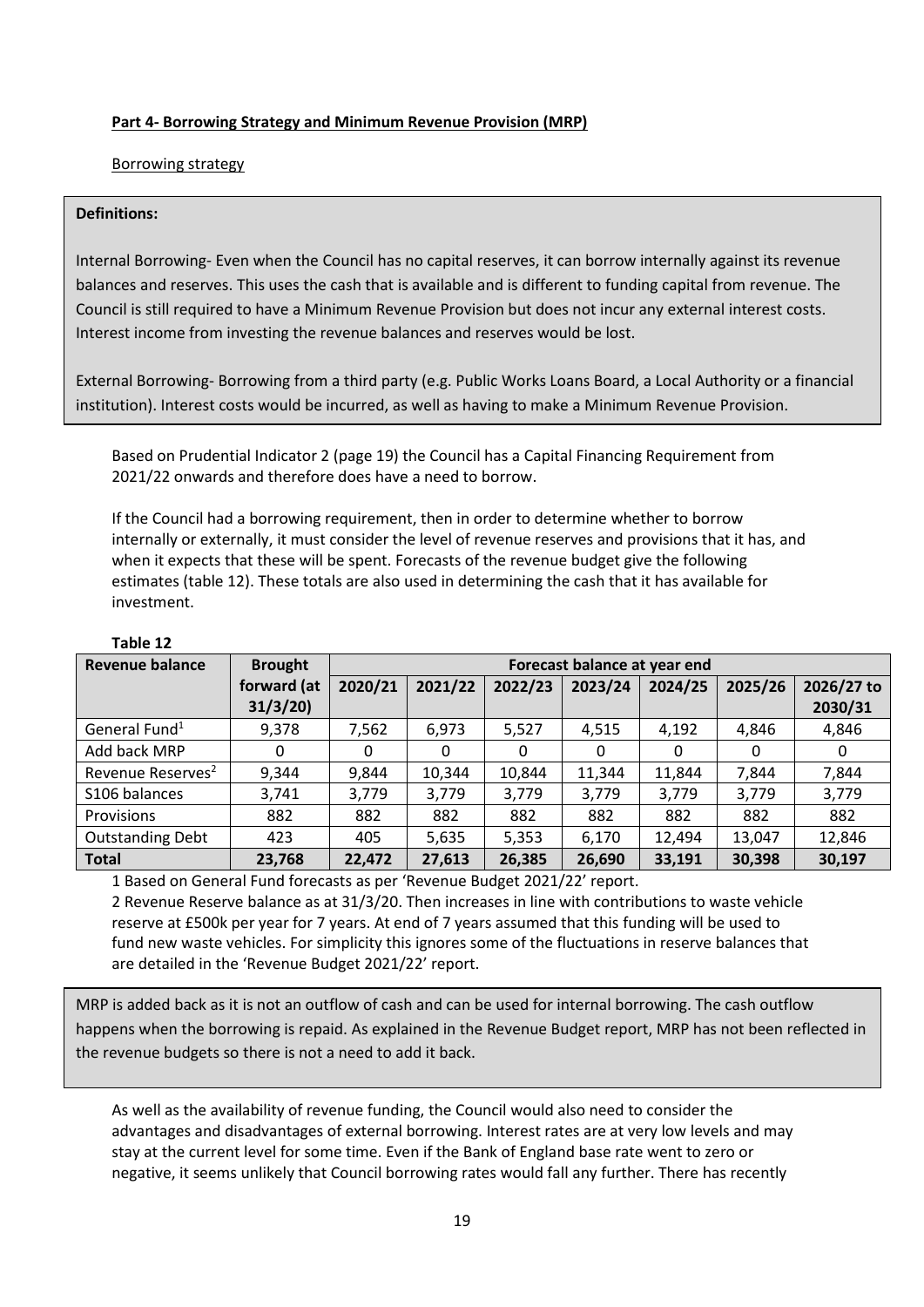**Part 4- Borrowing Strategy and Minimum Revenue Provision (MRP)**

Borrowing strategy

**Definitions:**

Internal Borrowing- Even when the Council has no capital reserves, it can borrow internally against its revenue balances and reserves. This uses the cash that is available and is different to funding capital from revenue. The Council is still required to have a Minimum Revenue Provision but does not incur any external interest costs. Interest income from investing the revenue balances and reserves would be lost.

External Borrowing- Borrowing from a third party (e.g. Public Works Loans Board, a Local Authority or a financial institution). Interest costs would be incurred, as well as having to make a Minimum Revenue Provision.

Based on Prudential Indicator 2 (page 19) the Council has a Capital Financing Requirement from 2021/22 onwards and therefore does have a need to borrow.

If the Council had a borrowing requirement, then in order to determine whether to borrow internally or externally, it must consider the level of revenue reserves and provisions that it has, and when it expects that these will be spent. Forecasts of the revenue budget give the following estimates (table 12). These totals are also used in determining the cash that it has available for investment.

**Table 12**

| Revenue balance | Brought forward (at 31/3/20) | Forecast balance at year end | | | | | | |
|---|---|---|---|---|---|---|---|---|
| | | 2020/21 | 2021/22 | 2022/23 | 2023/24 | 2024/25 | 2025/26 | 2026/27 to 2030/31 |
| General Fund[1] | 9,378 | 7,562 | 6,973 | 5,527 | 4,515 | 4,192 | 4,846 | 4,846 |
| Add back MRP | 0 | 0 | 0 | 0 | 0 | 0 | 0 | 0 |
| Revenue Reserves[2] | 9,344 | 9,844 | 10,344 | 10,844 | 11,344 | 11,844 | 7,844 | 7,844 |
| S106 balances | 3,741 | 3,779 | 3,779 | 3,779 | 3,779 | 3,779 | 3,779 | 3,779 |
| Provisions | 882 | 882 | 882 | 882 | 882 | 882 | 882 | 882 |
| Outstanding Debt | 423 | 405 | 5,635 | 5,353 | 6,170 | 12,494 | 13,047 | 12,846 |
| **Total** | **23,768** | **22,472** | **27,613** | **26,385** | **26,690** | **33,191** | **30,398** | **30,197** |

1 Based on General Fund forecasts as per 'Revenue Budget 2021/22' report.
2 Revenue Reserve balance as at 31/3/20. Then increases in line with contributions to waste vehicle reserve at £500k per year for 7 years. At end of 7 years assumed that this funding will be used to fund new waste vehicles. For simplicity this ignores some of the fluctuations in reserve balances that are detailed in the 'Revenue Budget 2021/22' report.

MRP is added back as it is not an outflow of cash and can be used for internal borrowing. The cash outflow happens when the borrowing is repaid. As explained in the Revenue Budget report, MRP has not been reflected in the revenue budgets so there is not a need to add it back.

As well as the availability of revenue funding, the Council would also need to consider the advantages and disadvantages of external borrowing. Interest rates are at very low levels and may stay at the current level for some time. Even if the Bank of England base rate went to zero or negative, it seems unlikely that Council borrowing rates would fall any further. There has recently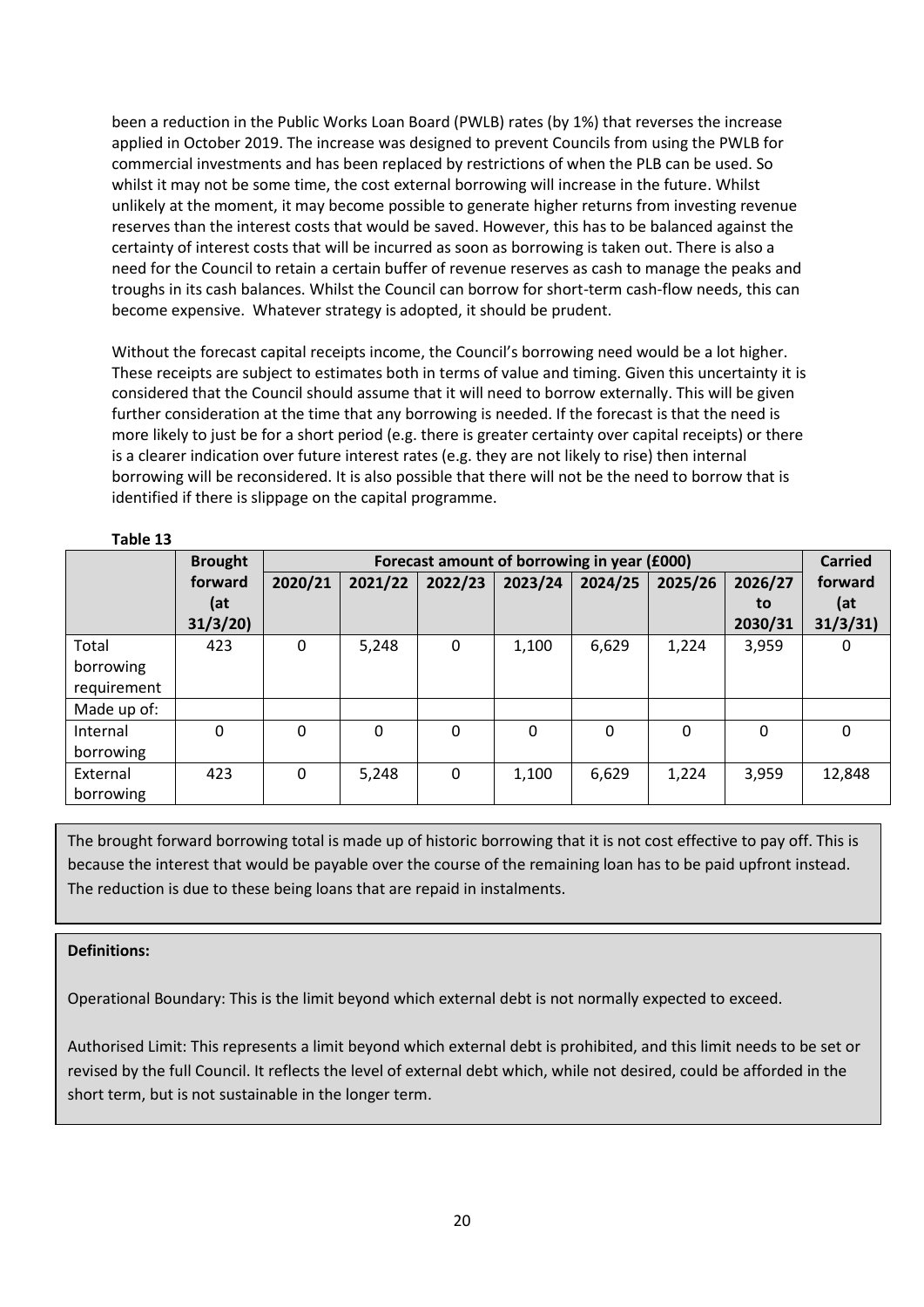been a reduction in the Public Works Loan Board (PWLB) rates (by 1%) that reverses the increase applied in October 2019. The increase was designed to prevent Councils from using the PWLB for commercial investments and has been replaced by restrictions of when the PLB can be used. So whilst it may not be some time, the cost external borrowing will increase in the future. Whilst unlikely at the moment, it may become possible to generate higher returns from investing revenue reserves than the interest costs that would be saved. However, this has to be balanced against the certainty of interest costs that will be incurred as soon as borrowing is taken out. There is also a need for the Council to retain a certain buffer of revenue reserves as cash to manage the peaks and troughs in its cash balances. Whilst the Council can borrow for short-term cash-flow needs, this can become expensive. Whatever strategy is adopted, it should be prudent.

Without the forecast capital receipts income, the Council's borrowing need would be a lot higher. These receipts are subject to estimates both in terms of value and timing. Given this uncertainty it is considered that the Council should assume that it will need to borrow externally. This will be given further consideration at the time that any borrowing is needed. If the forecast is that the need is more likely to just be for a short period (e.g. there is greater certainty over capital receipts) or there is a clearer indication over future interest rates (e.g. they are not likely to rise) then internal borrowing will be reconsidered. It is also possible that there will not be the need to borrow that is identified if there is slippage on the capital programme.

**Table 13**

| | Brought forward (at 31/3/20) | Forecast amount of borrowing in year (£000) | | | | | | | Carried forward (at 31/3/31) |
|---|---|---|---|---|---|---|---|---|---|
| | | 2020/21 | 2021/22 | 2022/23 | 2023/24 | 2024/25 | 2025/26 | 2026/27 to 2030/31 | |
| Total borrowing requirement | 423 | 0 | 5,248 | 0 | 1,100 | 6,629 | 1,224 | 3,959 | 0 |
| Made up of: | | | | | | | | | |
| Internal borrowing | 0 | 0 | 0 | 0 | 0 | 0 | 0 | 0 | 0 |
| External borrowing | 423 | 0 | 5,248 | 0 | 1,100 | 6,629 | 1,224 | 3,959 | 12,848 |

The brought forward borrowing total is made up of historic borrowing that it is not cost effective to pay off. This is because the interest that would be payable over the course of the remaining loan has to be paid upfront instead. The reduction is due to these being loans that are repaid in instalments.

**Definitions:**

Operational Boundary: This is the limit beyond which external debt is not normally expected to exceed.

Authorised Limit: This represents a limit beyond which external debt is prohibited, and this limit needs to be set or revised by the full Council. It reflects the level of external debt which, while not desired, could be afforded in the short term, but is not sustainable in the longer term.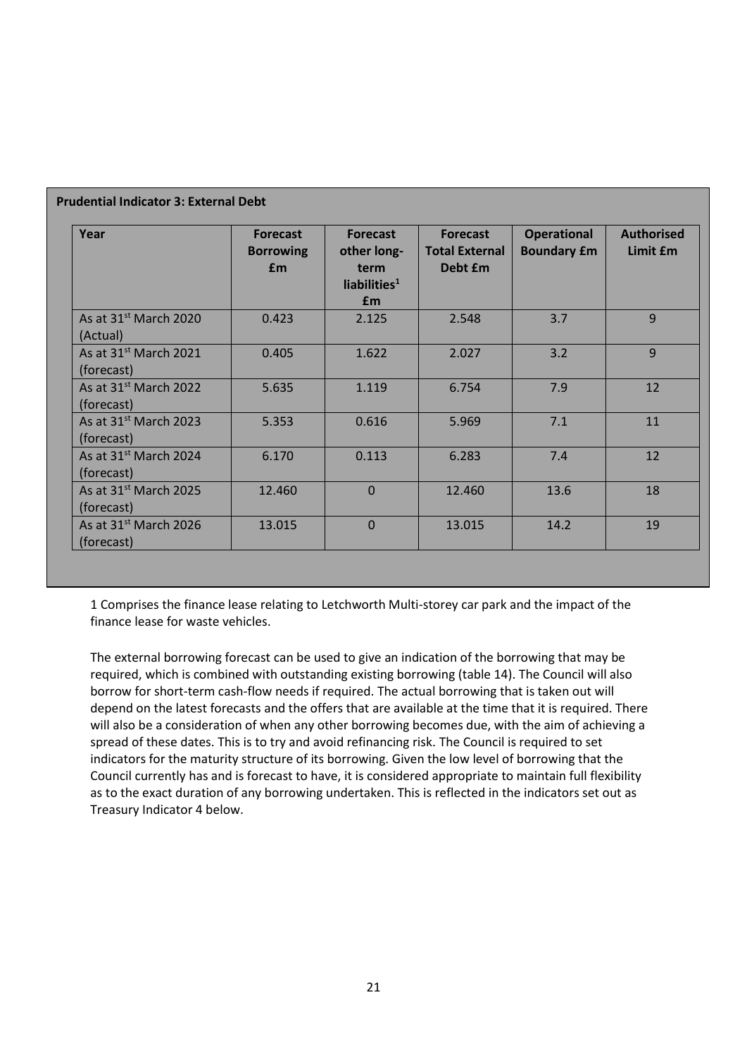**Prudential Indicator 3: External Debt**

| Year | Forecast Borrowing £m | Forecast other long-term liabilities[1] £m | Forecast Total External Debt £m | Operational Boundary £m | Authorised Limit £m |
|---|---|---|---|---|---|
| As at 31st March 2020 (Actual) | 0.423 | 2.125 | 2.548 | 3.7 | 9 |
| As at 31st March 2021 (forecast) | 0.405 | 1.622 | 2.027 | 3.2 | 9 |
| As at 31st March 2022 (forecast) | 5.635 | 1.119 | 6.754 | 7.9 | 12 |
| As at 31st March 2023 (forecast) | 5.353 | 0.616 | 5.969 | 7.1 | 11 |
| As at 31st March 2024 (forecast) | 6.170 | 0.113 | 6.283 | 7.4 | 12 |
| As at 31st March 2025 (forecast) | 12.460 | 0 | 12.460 | 13.6 | 18 |
| As at 31st March 2026 (forecast) | 13.015 | 0 | 13.015 | 14.2 | 19 |

1 Comprises the finance lease relating to Letchworth Multi-storey car park and the impact of the finance lease for waste vehicles.

The external borrowing forecast can be used to give an indication of the borrowing that may be required, which is combined with outstanding existing borrowing (table 14). The Council will also borrow for short-term cash-flow needs if required. The actual borrowing that is taken out will depend on the latest forecasts and the offers that are available at the time that it is required. There will also be a consideration of when any other borrowing becomes due, with the aim of achieving a spread of these dates. This is to try and avoid refinancing risk. The Council is required to set indicators for the maturity structure of its borrowing. Given the low level of borrowing that the Council currently has and is forecast to have, it is considered appropriate to maintain full flexibility as to the exact duration of any borrowing undertaken. This is reflected in the indicators set out as Treasury Indicator 4 below.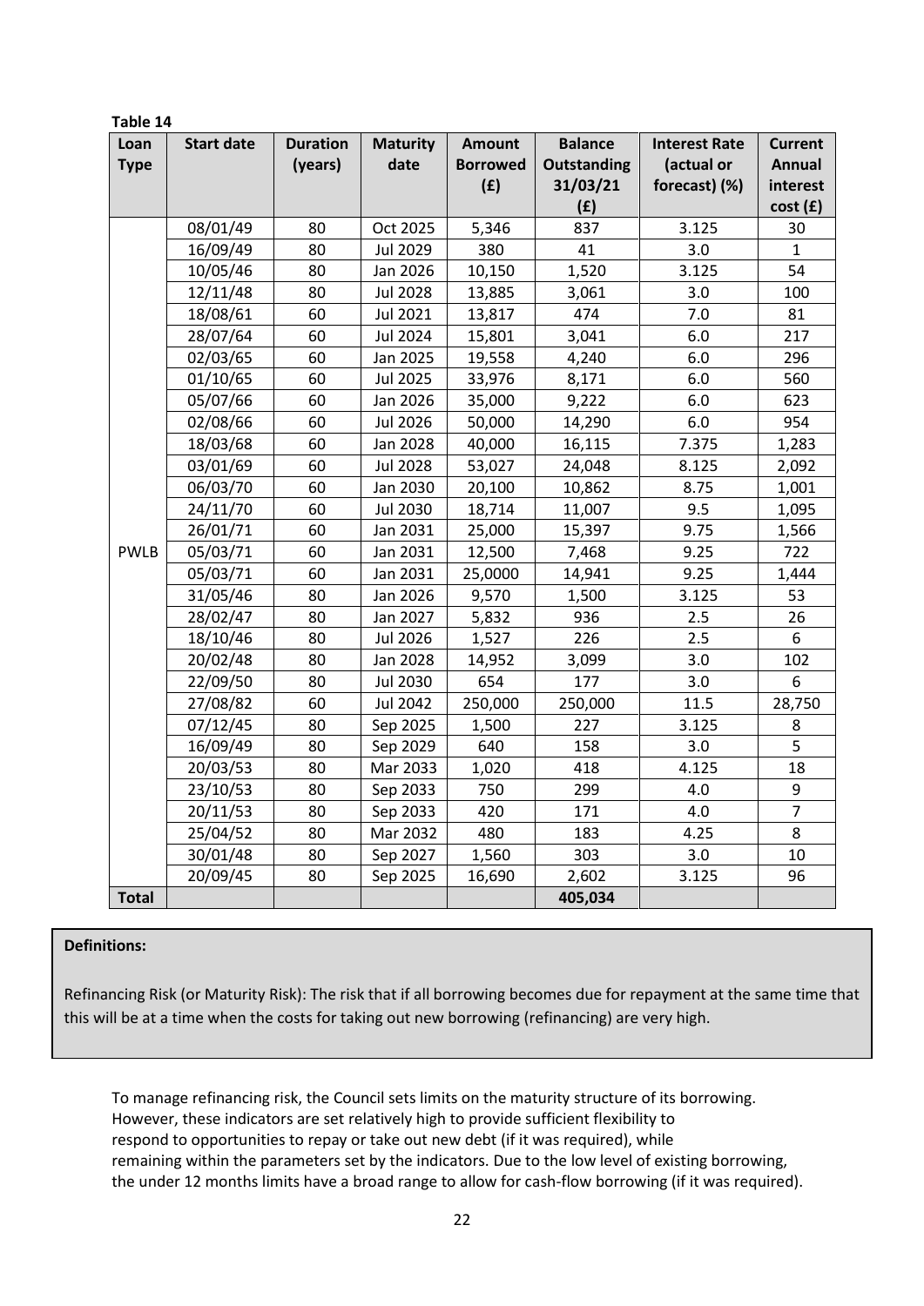**Table 14**

| Loan Type | Start date | Duration (years) | Maturity date | Amount Borrowed (£) | Balance Outstanding 31/03/21 (£) | Interest Rate (actual or forecast) (%) | Current Annual interest cost (£) |
|---|---|---|---|---|---|---|---|
| PWLB | 08/01/49 | 80 | Oct 2025 | 5,346 | 837 | 3.125 | 30 |
| | 16/09/49 | 80 | Jul 2029 | 380 | 41 | 3.0 | 1 |
| | 10/05/46 | 80 | Jan 2026 | 10,150 | 1,520 | 3.125 | 54 |
| | 12/11/48 | 80 | Jul 2028 | 13,885 | 3,061 | 3.0 | 100 |
| | 18/08/61 | 60 | Jul 2021 | 13,817 | 474 | 7.0 | 81 |
| | 28/07/64 | 60 | Jul 2024 | 15,801 | 3,041 | 6.0 | 217 |
| | 02/03/65 | 60 | Jan 2025 | 19,558 | 4,240 | 6.0 | 296 |
| | 01/10/65 | 60 | Jul 2025 | 33,976 | 8,171 | 6.0 | 560 |
| | 05/07/66 | 60 | Jan 2026 | 35,000 | 9,222 | 6.0 | 623 |
| | 02/08/66 | 60 | Jul 2026 | 50,000 | 14,290 | 6.0 | 954 |
| | 18/03/68 | 60 | Jan 2028 | 40,000 | 16,115 | 7.375 | 1,283 |
| | 03/01/69 | 60 | Jul 2028 | 53,027 | 24,048 | 8.125 | 2,092 |
| | 06/03/70 | 60 | Jan 2030 | 20,100 | 10,862 | 8.75 | 1,001 |
| | 24/11/70 | 60 | Jul 2030 | 18,714 | 11,007 | 9.5 | 1,095 |
| | 26/01/71 | 60 | Jan 2031 | 25,000 | 15,397 | 9.75 | 1,566 |
| | 05/03/71 | 60 | Jan 2031 | 12,500 | 7,468 | 9.25 | 722 |
| | 05/03/71 | 60 | Jan 2031 | 25,0000 | 14,941 | 9.25 | 1,444 |
| | 31/05/46 | 80 | Jan 2026 | 9,570 | 1,500 | 3.125 | 53 |
| | 28/02/47 | 80 | Jan 2027 | 5,832 | 936 | 2.5 | 26 |
| | 18/10/46 | 80 | Jul 2026 | 1,527 | 226 | 2.5 | 6 |
| | 20/02/48 | 80 | Jan 2028 | 14,952 | 3,099 | 3.0 | 102 |
| | 22/09/50 | 80 | Jul 2030 | 654 | 177 | 3.0 | 6 |
| | 27/08/82 | 60 | Jul 2042 | 250,000 | 250,000 | 11.5 | 28,750 |
| | 07/12/45 | 80 | Sep 2025 | 1,500 | 227 | 3.125 | 8 |
| | 16/09/49 | 80 | Sep 2029 | 640 | 158 | 3.0 | 5 |
| | 20/03/53 | 80 | Mar 2033 | 1,020 | 418 | 4.125 | 18 |
| | 23/10/53 | 80 | Sep 2033 | 750 | 299 | 4.0 | 9 |
| | 20/11/53 | 80 | Sep 2033 | 420 | 171 | 4.0 | 7 |
| | 25/04/52 | 80 | Mar 2032 | 480 | 183 | 4.25 | 8 |
| | 30/01/48 | 80 | Sep 2027 | 1,560 | 303 | 3.0 | 10 |
| | 20/09/45 | 80 | Sep 2025 | 16,690 | 2,602 | 3.125 | 96 |
| **Total** | | | | | **405,034** | | |

**Definitions:**

Refinancing Risk (or Maturity Risk): The risk that if all borrowing becomes due for repayment at the same time that this will be at a time when the costs for taking out new borrowing (refinancing) are very high.

To manage refinancing risk, the Council sets limits on the maturity structure of its borrowing. However, these indicators are set relatively high to provide sufficient flexibility to respond to opportunities to repay or take out new debt (if it was required), while remaining within the parameters set by the indicators. Due to the low level of existing borrowing, the under 12 months limits have a broad range to allow for cash-flow borrowing (if it was required).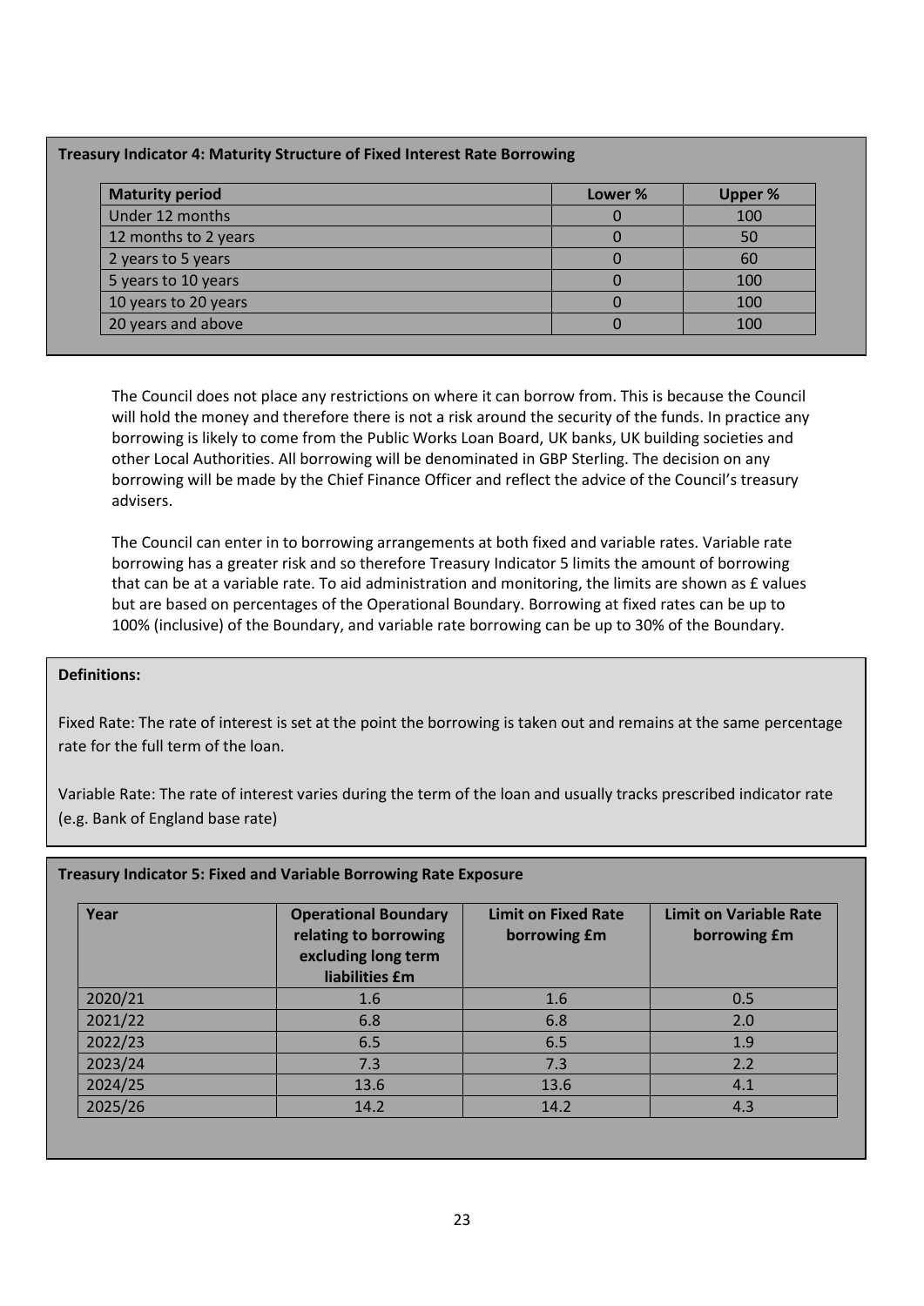**Treasury Indicator 4: Maturity Structure of Fixed Interest Rate Borrowing**

| Maturity period | Lower % | Upper % |
|---|---|---|
| Under 12 months | 0 | 100 |
| 12 months to 2 years | 0 | 50 |
| 2 years to 5 years | 0 | 60 |
| 5 years to 10 years | 0 | 100 |
| 10 years to 20 years | 0 | 100 |
| 20 years and above | 0 | 100 |

The Council does not place any restrictions on where it can borrow from. This is because the Council will hold the money and therefore there is not a risk around the security of the funds. In practice any borrowing is likely to come from the Public Works Loan Board, UK banks, UK building societies and other Local Authorities. All borrowing will be denominated in GBP Sterling. The decision on any borrowing will be made by the Chief Finance Officer and reflect the advice of the Council's treasury advisers.

The Council can enter in to borrowing arrangements at both fixed and variable rates. Variable rate borrowing has a greater risk and so therefore Treasury Indicator 5 limits the amount of borrowing that can be at a variable rate. To aid administration and monitoring, the limits are shown as £ values but are based on percentages of the Operational Boundary. Borrowing at fixed rates can be up to 100% (inclusive) of the Boundary, and variable rate borrowing can be up to 30% of the Boundary.

**Definitions:**

Fixed Rate: The rate of interest is set at the point the borrowing is taken out and remains at the same percentage rate for the full term of the loan.

Variable Rate: The rate of interest varies during the term of the loan and usually tracks prescribed indicator rate (e.g. Bank of England base rate)

**Treasury Indicator 5: Fixed and Variable Borrowing Rate Exposure**

| Year | Operational Boundary relating to borrowing excluding long term liabilities £m | Limit on Fixed Rate borrowing £m | Limit on Variable Rate borrowing £m |
|---|---|---|---|
| 2020/21 | 1.6 | 1.6 | 0.5 |
| 2021/22 | 6.8 | 6.8 | 2.0 |
| 2022/23 | 6.5 | 6.5 | 1.9 |
| 2023/24 | 7.3 | 7.3 | 2.2 |
| 2024/25 | 13.6 | 13.6 | 4.1 |
| 2025/26 | 14.2 | 14.2 | 4.3 |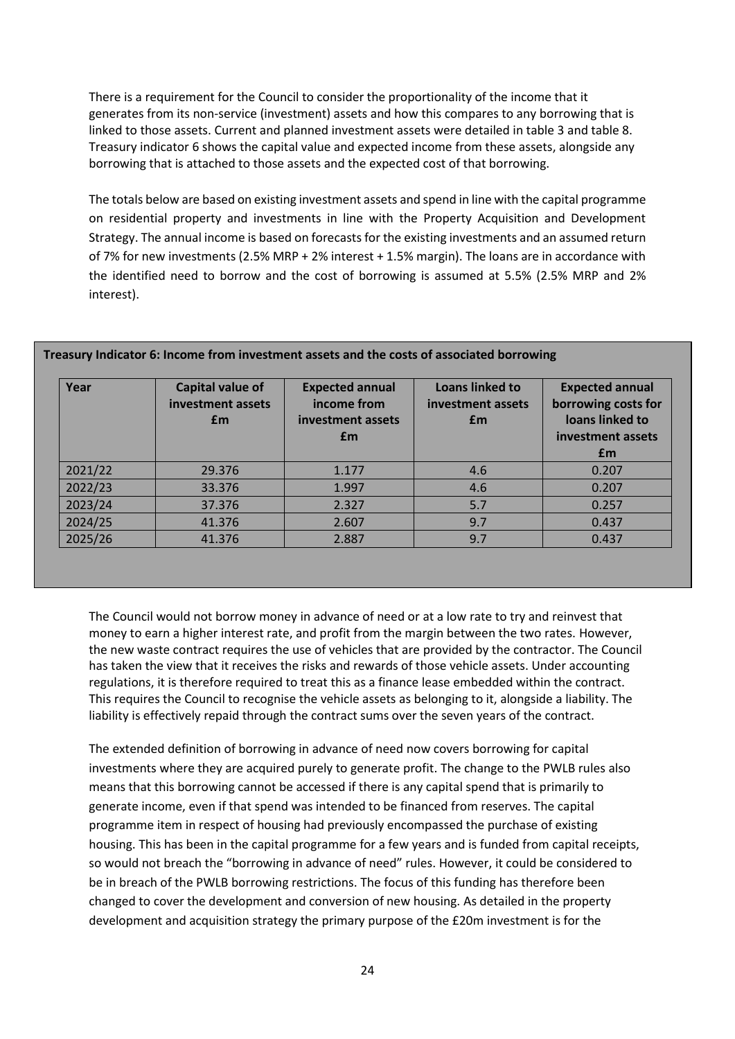There is a requirement for the Council to consider the proportionality of the income that it generates from its non-service (investment) assets and how this compares to any borrowing that is linked to those assets. Current and planned investment assets were detailed in table 3 and table 8. Treasury indicator 6 shows the capital value and expected income from these assets, alongside any borrowing that is attached to those assets and the expected cost of that borrowing.

The totals below are based on existing investment assets and spend in line with the capital programme on residential property and investments in line with the Property Acquisition and Development Strategy. The annual income is based on forecasts for the existing investments and an assumed return of 7% for new investments (2.5% MRP + 2% interest + 1.5% margin). The loans are in accordance with the identified need to borrow and the cost of borrowing is assumed at 5.5% (2.5% MRP and 2% interest).

**Treasury Indicator 6: Income from investment assets and the costs of associated borrowing**

| Year | Capital value of investment assets £m | Expected annual income from investment assets £m | Loans linked to investment assets £m | Expected annual borrowing costs for loans linked to investment assets £m |
|---|---|---|---|---|
| 2021/22 | 29.376 | 1.177 | 4.6 | 0.207 |
| 2022/23 | 33.376 | 1.997 | 4.6 | 0.207 |
| 2023/24 | 37.376 | 2.327 | 5.7 | 0.257 |
| 2024/25 | 41.376 | 2.607 | 9.7 | 0.437 |
| 2025/26 | 41.376 | 2.887 | 9.7 | 0.437 |

The Council would not borrow money in advance of need or at a low rate to try and reinvest that money to earn a higher interest rate, and profit from the margin between the two rates. However, the new waste contract requires the use of vehicles that are provided by the contractor. The Council has taken the view that it receives the risks and rewards of those vehicle assets. Under accounting regulations, it is therefore required to treat this as a finance lease embedded within the contract. This requires the Council to recognise the vehicle assets as belonging to it, alongside a liability. The liability is effectively repaid through the contract sums over the seven years of the contract.

The extended definition of borrowing in advance of need now covers borrowing for capital investments where they are acquired purely to generate profit. The change to the PWLB rules also means that this borrowing cannot be accessed if there is any capital spend that is primarily to generate income, even if that spend was intended to be financed from reserves. The capital programme item in respect of housing had previously encompassed the purchase of existing housing. This has been in the capital programme for a few years and is funded from capital receipts, so would not breach the "borrowing in advance of need" rules. However, it could be considered to be in breach of the PWLB borrowing restrictions. The focus of this funding has therefore been changed to cover the development and conversion of new housing. As detailed in the property development and acquisition strategy the primary purpose of the £20m investment is for the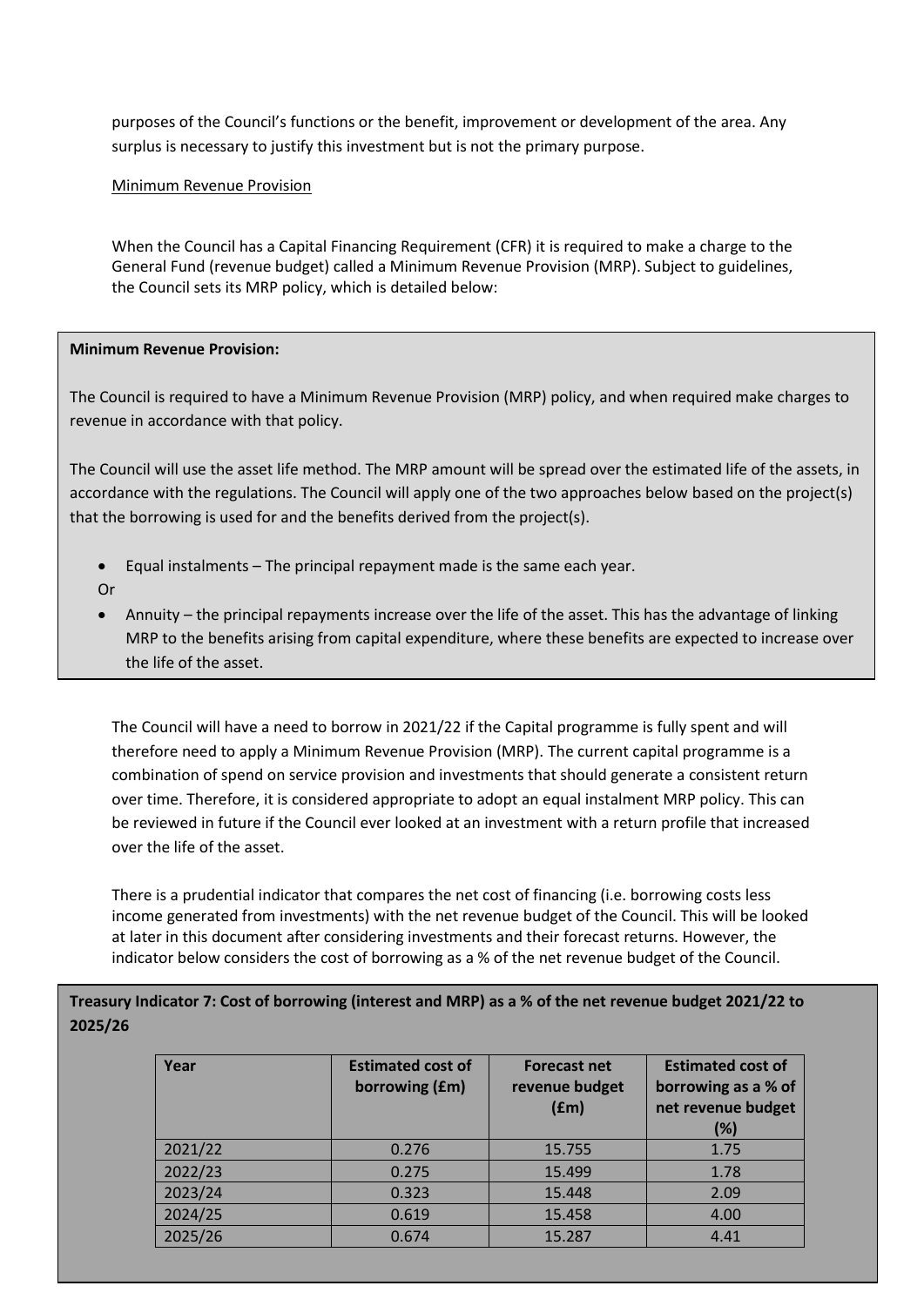purposes of the Council's functions or the benefit, improvement or development of the area. Any surplus is necessary to justify this investment but is not the primary purpose.

Minimum Revenue Provision

When the Council has a Capital Financing Requirement (CFR) it is required to make a charge to the General Fund (revenue budget) called a Minimum Revenue Provision (MRP). Subject to guidelines, the Council sets its MRP policy, which is detailed below:

**Minimum Revenue Provision:**

The Council is required to have a Minimum Revenue Provision (MRP) policy, and when required make charges to revenue in accordance with that policy.

The Council will use the asset life method. The MRP amount will be spread over the estimated life of the assets, in accordance with the regulations. The Council will apply one of the two approaches below based on the project(s) that the borrowing is used for and the benefits derived from the project(s).

- Equal instalments – The principal repayment made is the same each year.

Or

- Annuity – the principal repayments increase over the life of the asset. This has the advantage of linking MRP to the benefits arising from capital expenditure, where these benefits are expected to increase over the life of the asset.

The Council will have a need to borrow in 2021/22 if the Capital programme is fully spent and will therefore need to apply a Minimum Revenue Provision (MRP). The current capital programme is a combination of spend on service provision and investments that should generate a consistent return over time. Therefore, it is considered appropriate to adopt an equal instalment MRP policy. This can be reviewed in future if the Council ever looked at an investment with a return profile that increased over the life of the asset.

There is a prudential indicator that compares the net cost of financing (i.e. borrowing costs less income generated from investments) with the net revenue budget of the Council. This will be looked at later in this document after considering investments and their forecast returns. However, the indicator below considers the cost of borrowing as a % of the net revenue budget of the Council.

**Treasury Indicator 7: Cost of borrowing (interest and MRP) as a % of the net revenue budget 2021/22 to 2025/26**

| Year | Estimated cost of borrowing (£m) | Forecast net revenue budget (£m) | Estimated cost of borrowing as a % of net revenue budget (%) |
|---|---|---|---|
| 2021/22 | 0.276 | 15.755 | 1.75 |
| 2022/23 | 0.275 | 15.499 | 1.78 |
| 2023/24 | 0.323 | 15.448 | 2.09 |
| 2024/25 | 0.619 | 15.458 | 4.00 |
| 2025/26 | 0.674 | 15.287 | 4.41 |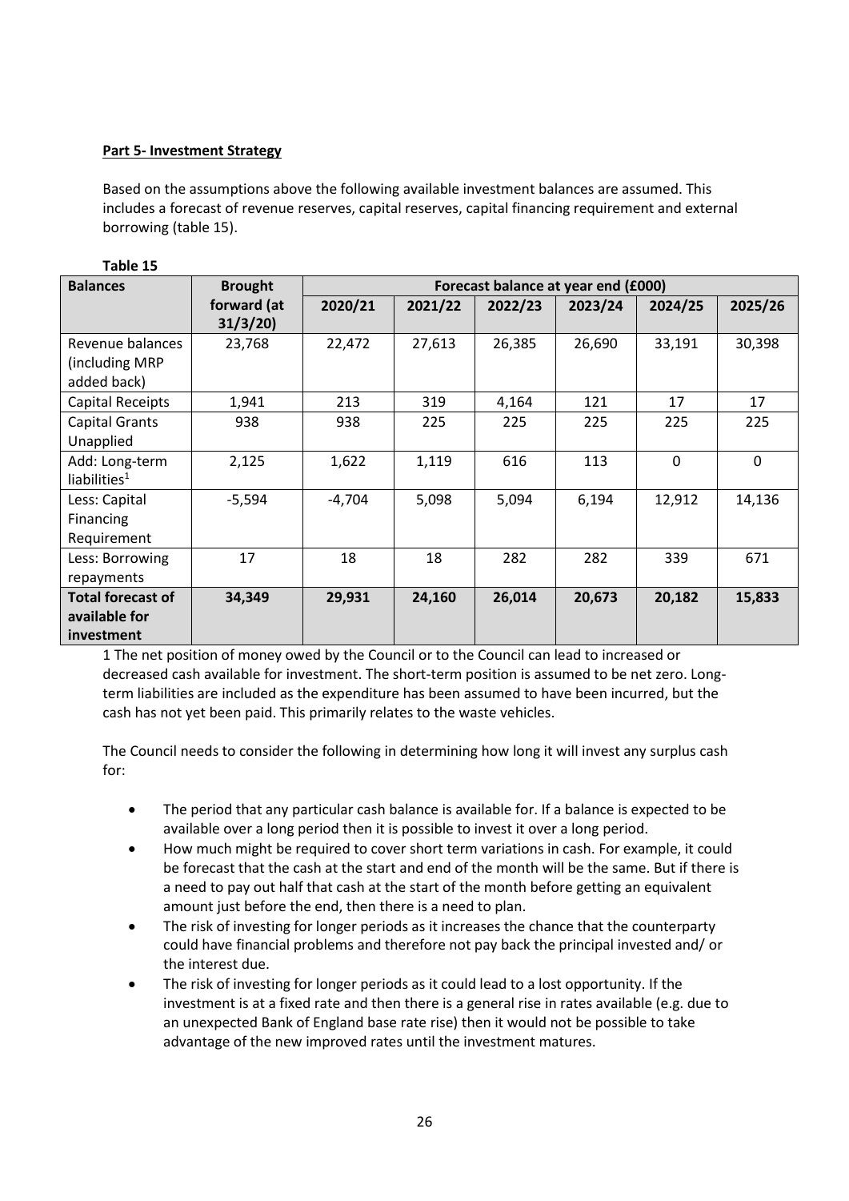**Part 5- Investment Strategy**

Based on the assumptions above the following available investment balances are assumed. This includes a forecast of revenue reserves, capital reserves, capital financing requirement and external borrowing (table 15).

**Table 15**

| Balances | Brought forward (at 31/3/20) | Forecast balance at year end (£000) | | | | | |
|---|---|---|---|---|---|---|---|
| | | 2020/21 | 2021/22 | 2022/23 | 2023/24 | 2024/25 | 2025/26 |
| Revenue balances (including MRP added back) | 23,768 | 22,472 | 27,613 | 26,385 | 26,690 | 33,191 | 30,398 |
| Capital Receipts | 1,941 | 213 | 319 | 4,164 | 121 | 17 | 17 |
| Capital Grants Unapplied | 938 | 938 | 225 | 225 | 225 | 225 | 225 |
| Add: Long-term liabilities[1] | 2,125 | 1,622 | 1,119 | 616 | 113 | 0 | 0 |
| Less: Capital Financing Requirement | -5,594 | -4,704 | 5,098 | 5,094 | 6,194 | 12,912 | 14,136 |
| Less: Borrowing repayments | 17 | 18 | 18 | 282 | 282 | 339 | 671 |
| **Total forecast of available for investment** | **34,349** | **29,931** | **24,160** | **26,014** | **20,673** | **20,182** | **15,833** |

1 The net position of money owed by the Council or to the Council can lead to increased or decreased cash available for investment. The short-term position is assumed to be net zero. Long-term liabilities are included as the expenditure has been assumed to have been incurred, but the cash has not yet been paid. This primarily relates to the waste vehicles.

The Council needs to consider the following in determining how long it will invest any surplus cash for:

- The period that any particular cash balance is available for. If a balance is expected to be available over a long period then it is possible to invest it over a long period.
- How much might be required to cover short term variations in cash. For example, it could be forecast that the cash at the start and end of the month will be the same. But if there is a need to pay out half that cash at the start of the month before getting an equivalent amount just before the end, then there is a need to plan.
- The risk of investing for longer periods as it increases the chance that the counterparty could have financial problems and therefore not pay back the principal invested and/ or the interest due.
- The risk of investing for longer periods as it could lead to a lost opportunity. If the investment is at a fixed rate and then there is a general rise in rates available (e.g. due to an unexpected Bank of England base rate rise) then it would not be possible to take advantage of the new improved rates until the investment matures.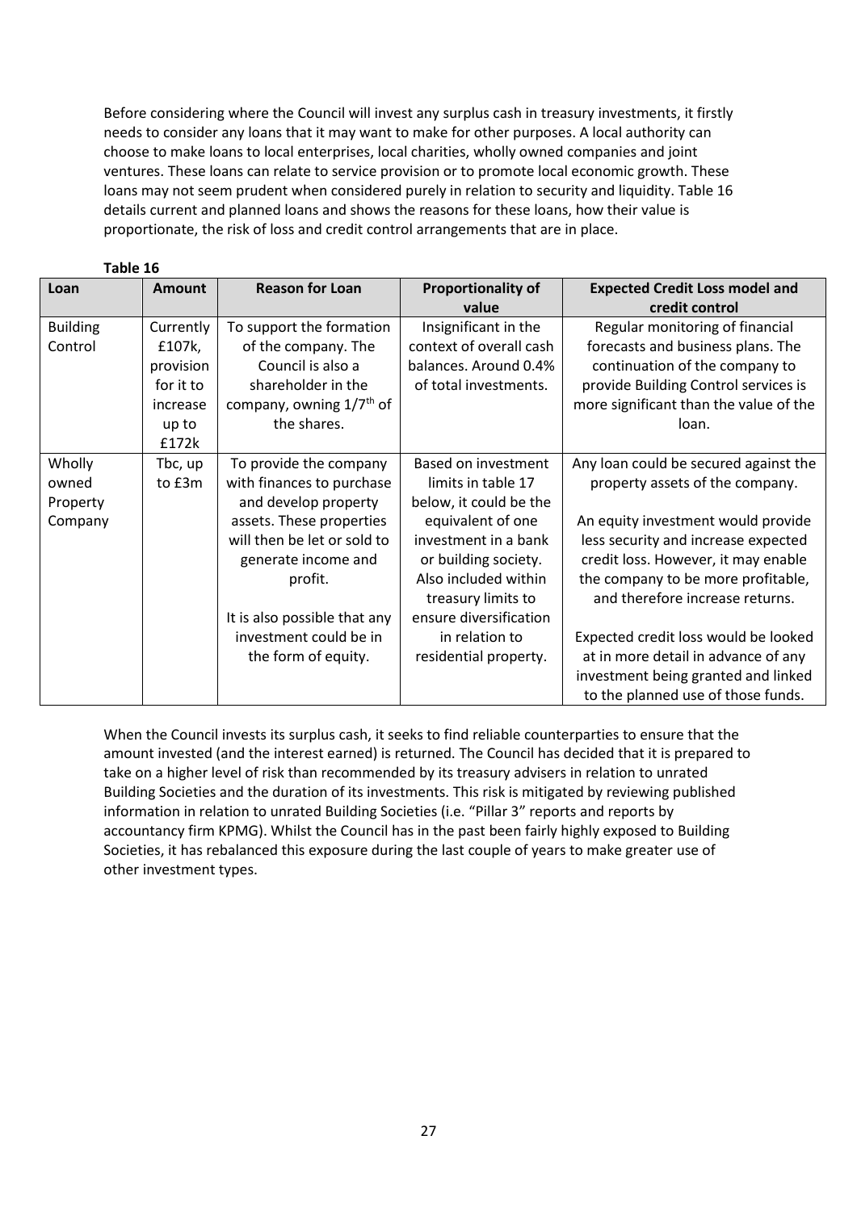Before considering where the Council will invest any surplus cash in treasury investments, it firstly needs to consider any loans that it may want to make for other purposes. A local authority can choose to make loans to local enterprises, local charities, wholly owned companies and joint ventures. These loans can relate to service provision or to promote local economic growth. These loans may not seem prudent when considered purely in relation to security and liquidity. Table 16 details current and planned loans and shows the reasons for these loans, how their value is proportionate, the risk of loss and credit control arrangements that are in place.

**Table 16**

| Loan | Amount | Reason for Loan | Proportionality of value | Expected Credit Loss model and credit control |
|---|---|---|---|---|
| Building Control | Currently £107k, provision for it to increase up to £172k | To support the formation of the company. The Council is also a shareholder in the company, owning 1/7th of the shares. | Insignificant in the context of overall cash balances. Around 0.4% of total investments. | Regular monitoring of financial forecasts and business plans. The continuation of the company to provide Building Control services is more significant than the value of the loan. |
| Wholly owned Property Company | Tbc, up to £3m | To provide the company with finances to purchase and develop property assets. These properties will then be let or sold to generate income and profit.<br><br>It is also possible that any investment could be in the form of equity. | Based on investment limits in table 17 below, it could be the equivalent of one investment in a bank or building society. Also included within treasury limits to ensure diversification in relation to residential property. | Any loan could be secured against the property assets of the company.<br><br>An equity investment would provide less security and increase expected credit loss. However, it may enable the company to be more profitable, and therefore increase returns.<br><br>Expected credit loss would be looked at in more detail in advance of any investment being granted and linked to the planned use of those funds. |

When the Council invests its surplus cash, it seeks to find reliable counterparties to ensure that the amount invested (and the interest earned) is returned. The Council has decided that it is prepared to take on a higher level of risk than recommended by its treasury advisers in relation to unrated Building Societies and the duration of its investments. This risk is mitigated by reviewing published information in relation to unrated Building Societies (i.e. "Pillar 3" reports and reports by accountancy firm KPMG). Whilst the Council has in the past been fairly highly exposed to Building Societies, it has rebalanced this exposure during the last couple of years to make greater use of other investment types.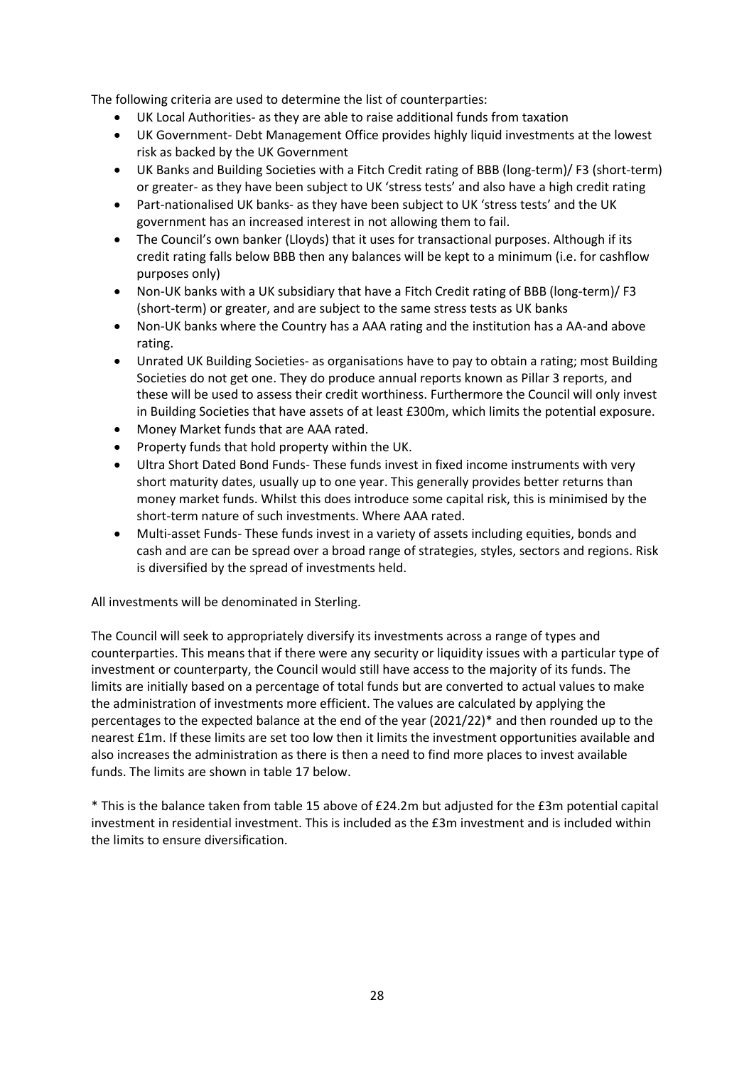The following criteria are used to determine the list of counterparties:

- UK Local Authorities- as they are able to raise additional funds from taxation
- UK Government- Debt Management Office provides highly liquid investments at the lowest risk as backed by the UK Government
- UK Banks and Building Societies with a Fitch Credit rating of BBB (long-term)/ F3 (short-term) or greater- as they have been subject to UK 'stress tests' and also have a high credit rating
- Part-nationalised UK banks- as they have been subject to UK 'stress tests' and the UK government has an increased interest in not allowing them to fail.
- The Council's own banker (Lloyds) that it uses for transactional purposes. Although if its credit rating falls below BBB then any balances will be kept to a minimum (i.e. for cashflow purposes only)
- Non-UK banks with a UK subsidiary that have a Fitch Credit rating of BBB (long-term)/ F3 (short-term) or greater, and are subject to the same stress tests as UK banks
- Non-UK banks where the Country has a AAA rating and the institution has a AA-and above rating.
- Unrated UK Building Societies- as organisations have to pay to obtain a rating; most Building Societies do not get one. They do produce annual reports known as Pillar 3 reports, and these will be used to assess their credit worthiness. Furthermore the Council will only invest in Building Societies that have assets of at least £300m, which limits the potential exposure.
- Money Market funds that are AAA rated.
- Property funds that hold property within the UK.
- Ultra Short Dated Bond Funds- These funds invest in fixed income instruments with very short maturity dates, usually up to one year. This generally provides better returns than money market funds. Whilst this does introduce some capital risk, this is minimised by the short-term nature of such investments. Where AAA rated.
- Multi-asset Funds- These funds invest in a variety of assets including equities, bonds and cash and are can be spread over a broad range of strategies, styles, sectors and regions. Risk is diversified by the spread of investments held.

All investments will be denominated in Sterling.

The Council will seek to appropriately diversify its investments across a range of types and counterparties. This means that if there were any security or liquidity issues with a particular type of investment or counterparty, the Council would still have access to the majority of its funds. The limits are initially based on a percentage of total funds but are converted to actual values to make the administration of investments more efficient. The values are calculated by applying the percentages to the expected balance at the end of the year (2021/22)* and then rounded up to the nearest £1m. If these limits are set too low then it limits the investment opportunities available and also increases the administration as there is then a need to find more places to invest available funds. The limits are shown in table 17 below.

* This is the balance taken from table 15 above of £24.2m but adjusted for the £3m potential capital investment in residential investment. This is included as the £3m investment and is included within the limits to ensure diversification.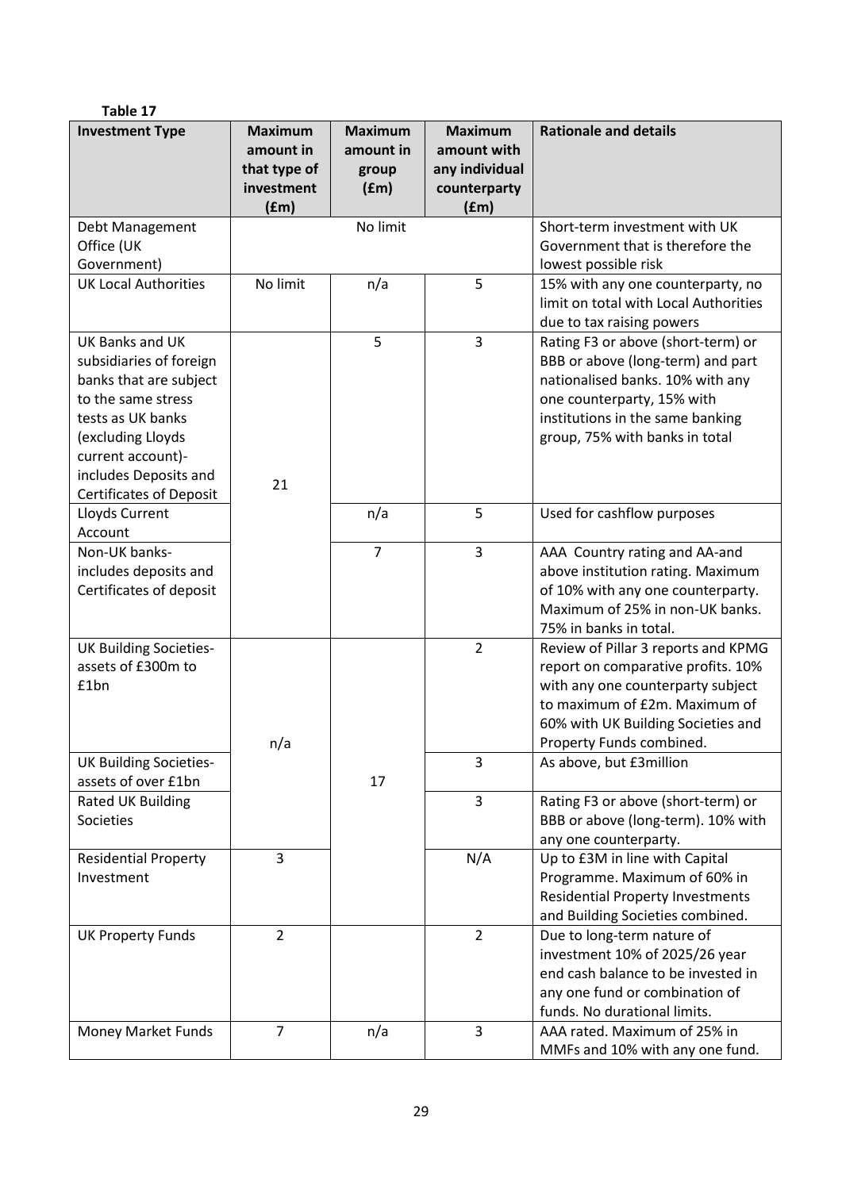**Table 17**

| Investment Type | Maximum amount in that type of investment (£m) | Maximum amount in group (£m) | Maximum amount with any individual counterparty (£m) | Rationale and details |
|---|---|---|---|---|
| Debt Management Office (UK Government) | No limit | | | Short-term investment with UK Government that is therefore the lowest possible risk |
| UK Local Authorities | No limit | n/a | 5 | 15% with any one counterparty, no limit on total with Local Authorities due to tax raising powers |
| UK Banks and UK subsidiaries of foreign banks that are subject to the same stress tests as UK banks (excluding Lloyds current account)- includes Deposits and Certificates of Deposit | 21 | 5 | 3 | Rating F3 or above (short-term) or BBB or above (long-term) and part nationalised banks. 10% with any one counterparty, 15% with institutions in the same banking group, 75% with banks in total |
| Lloyds Current Account | | n/a | 5 | Used for cashflow purposes |
| Non-UK banks- includes deposits and Certificates of deposit | | 7 | 3 | AAA Country rating and AA-and above institution rating. Maximum of 10% with any one counterparty. Maximum of 25% in non-UK banks. 75% in banks in total. |
| UK Building Societies- assets of £300m to £1bn | n/a | 17 | 2 | Review of Pillar 3 reports and KPMG report on comparative profits. 10% with any one counterparty subject to maximum of £2m. Maximum of 60% with UK Building Societies and Property Funds combined. |
| UK Building Societies- assets of over £1bn | | | 3 | As above, but £3million |
| Rated UK Building Societies | | | 3 | Rating F3 or above (short-term) or BBB or above (long-term). 10% with any one counterparty. |
| Residential Property Investment | 3 | | N/A | Up to £3M in line with Capital Programme. Maximum of 60% in Residential Property Investments and Building Societies combined. |
| UK Property Funds | 2 | | 2 | Due to long-term nature of investment 10% of 2025/26 year end cash balance to be invested in any one fund or combination of funds. No durational limits. |
| Money Market Funds | 7 | n/a | 3 | AAA rated. Maximum of 25% in MMFs and 10% with any one fund. |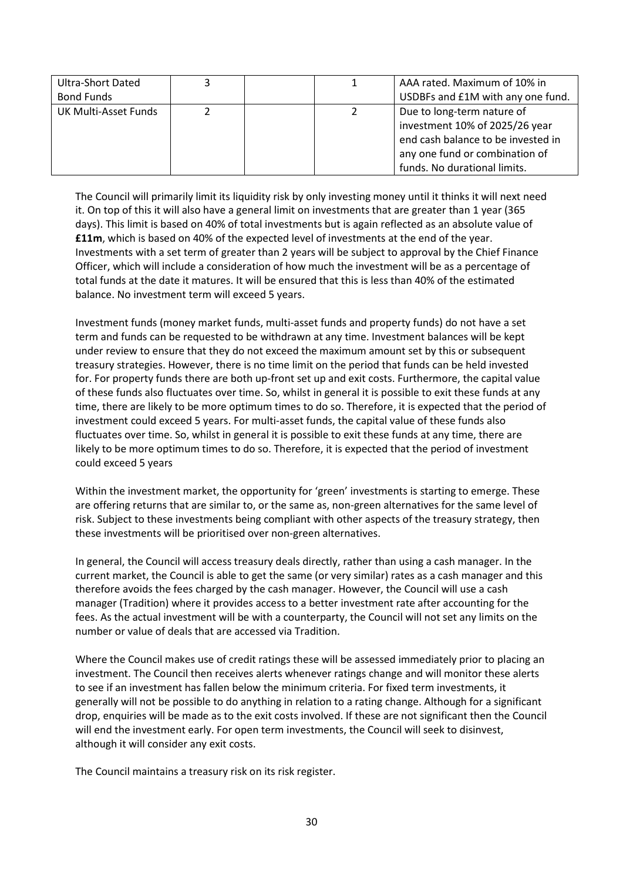| Ultra-Short Dated Bond Funds | 3 | | 1 | AAA rated. Maximum of 10% in USDBFs and £1M with any one fund. |
|---|---|---|---|---|
| UK Multi-Asset Funds | 2 | | 2 | Due to long-term nature of investment 10% of 2025/26 year end cash balance to be invested in any one fund or combination of funds. No durational limits. |

The Council will primarily limit its liquidity risk by only investing money until it thinks it will next need it. On top of this it will also have a general limit on investments that are greater than 1 year (365 days). This limit is based on 40% of total investments but is again reflected as an absolute value of **£11m**, which is based on 40% of the expected level of investments at the end of the year. Investments with a set term of greater than 2 years will be subject to approval by the Chief Finance Officer, which will include a consideration of how much the investment will be as a percentage of total funds at the date it matures. It will be ensured that this is less than 40% of the estimated balance. No investment term will exceed 5 years.

Investment funds (money market funds, multi-asset funds and property funds) do not have a set term and funds can be requested to be withdrawn at any time. Investment balances will be kept under review to ensure that they do not exceed the maximum amount set by this or subsequent treasury strategies. However, there is no time limit on the period that funds can be held invested for. For property funds there are both up-front set up and exit costs. Furthermore, the capital value of these funds also fluctuates over time. So, whilst in general it is possible to exit these funds at any time, there are likely to be more optimum times to do so. Therefore, it is expected that the period of investment could exceed 5 years. For multi-asset funds, the capital value of these funds also fluctuates over time. So, whilst in general it is possible to exit these funds at any time, there are likely to be more optimum times to do so. Therefore, it is expected that the period of investment could exceed 5 years

Within the investment market, the opportunity for 'green' investments is starting to emerge. These are offering returns that are similar to, or the same as, non-green alternatives for the same level of risk. Subject to these investments being compliant with other aspects of the treasury strategy, then these investments will be prioritised over non-green alternatives.

In general, the Council will access treasury deals directly, rather than using a cash manager. In the current market, the Council is able to get the same (or very similar) rates as a cash manager and this therefore avoids the fees charged by the cash manager. However, the Council will use a cash manager (Tradition) where it provides access to a better investment rate after accounting for the fees. As the actual investment will be with a counterparty, the Council will not set any limits on the number or value of deals that are accessed via Tradition.

Where the Council makes use of credit ratings these will be assessed immediately prior to placing an investment. The Council then receives alerts whenever ratings change and will monitor these alerts to see if an investment has fallen below the minimum criteria. For fixed term investments, it generally will not be possible to do anything in relation to a rating change. Although for a significant drop, enquiries will be made as to the exit costs involved. If these are not significant then the Council will end the investment early. For open term investments, the Council will seek to disinvest, although it will consider any exit costs.

The Council maintains a treasury risk on its risk register.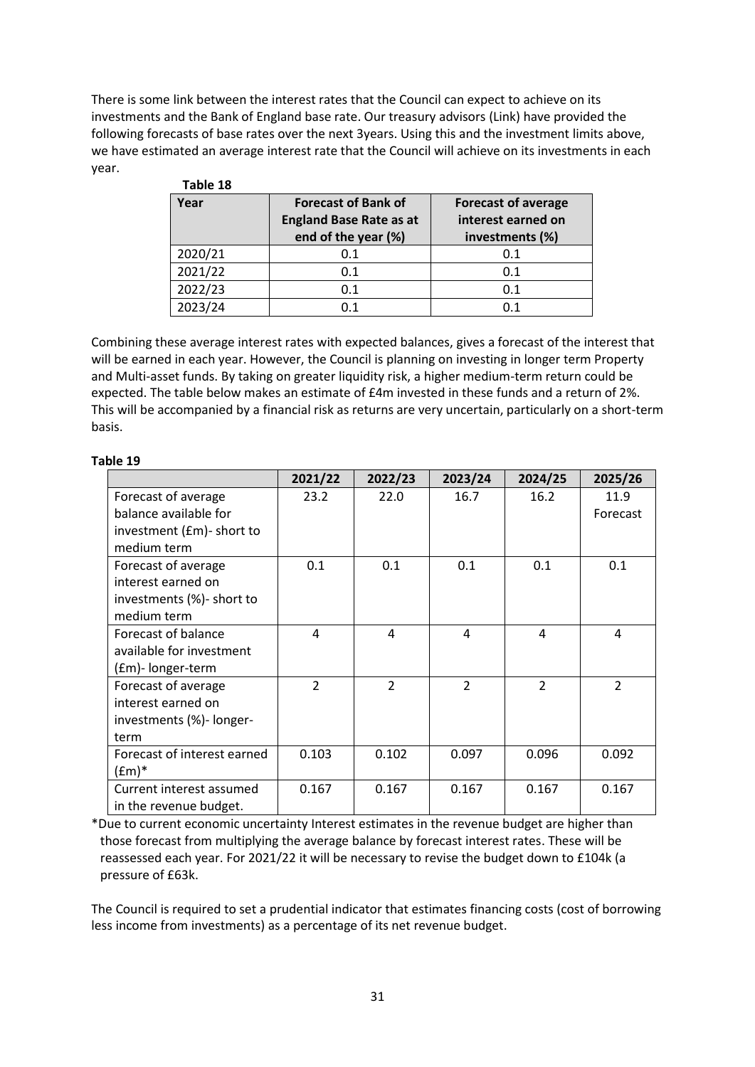There is some link between the interest rates that the Council can expect to achieve on its investments and the Bank of England base rate. Our treasury advisors (Link) have provided the following forecasts of base rates over the next 3years. Using this and the investment limits above, we have estimated an average interest rate that the Council will achieve on its investments in each year.

**Table 18**

| Year | Forecast of Bank of England Base Rate as at end of the year (%) | Forecast of average interest earned on investments (%) |
|---|---|---|
| 2020/21 | 0.1 | 0.1 |
| 2021/22 | 0.1 | 0.1 |
| 2022/23 | 0.1 | 0.1 |
| 2023/24 | 0.1 | 0.1 |

Combining these average interest rates with expected balances, gives a forecast of the interest that will be earned in each year. However, the Council is planning on investing in longer term Property and Multi-asset funds. By taking on greater liquidity risk, a higher medium-term return could be expected. The table below makes an estimate of £4m invested in these funds and a return of 2%. This will be accompanied by a financial risk as returns are very uncertain, particularly on a short-term basis.

**Table 19**

| | 2021/22 | 2022/23 | 2023/24 | 2024/25 | 2025/26 |
|---|---|---|---|---|---|
| Forecast of average balance available for investment (£m)- short to medium term | 23.2 | 22.0 | 16.7 | 16.2 | 11.9 Forecast |
| Forecast of average interest earned on investments (%)- short to medium term | 0.1 | 0.1 | 0.1 | 0.1 | 0.1 |
| Forecast of balance available for investment (£m)- longer-term | 4 | 4 | 4 | 4 | 4 |
| Forecast of average interest earned on investments (%)- longer-term | 2 | 2 | 2 | 2 | 2 |
| Forecast of interest earned (£m)* | 0.103 | 0.102 | 0.097 | 0.096 | 0.092 |
| Current interest assumed in the revenue budget. | 0.167 | 0.167 | 0.167 | 0.167 | 0.167 |

*Due to current economic uncertainty Interest estimates in the revenue budget are higher than those forecast from multiplying the average balance by forecast interest rates. These will be reassessed each year. For 2021/22 it will be necessary to revise the budget down to £104k (a pressure of £63k.

The Council is required to set a prudential indicator that estimates financing costs (cost of borrowing less income from investments) as a percentage of its net revenue budget.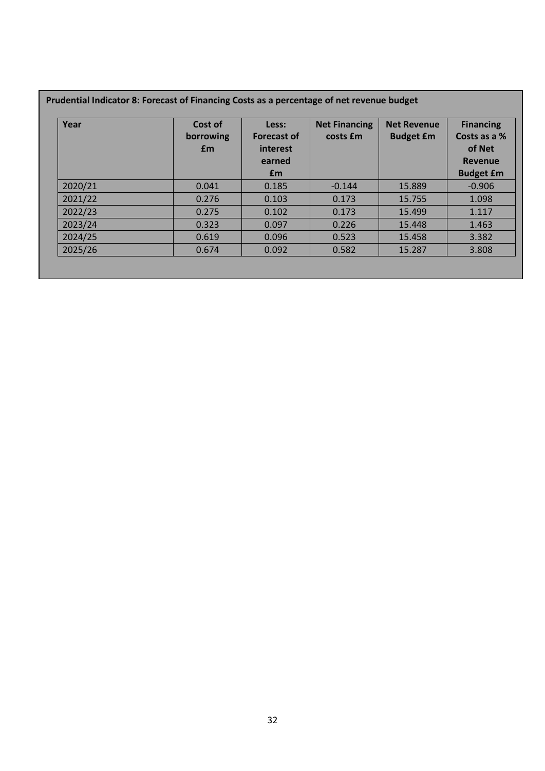**Prudential Indicator 8: Forecast of Financing Costs as a percentage of net revenue budget**

| Year | Cost of borrowing £m | Less: Forecast of interest earned £m | Net Financing costs £m | Net Revenue Budget £m | Financing Costs as a % of Net Revenue Budget £m |
|---|---|---|---|---|---|
| 2020/21 | 0.041 | 0.185 | -0.144 | 15.889 | -0.906 |
| 2021/22 | 0.276 | 0.103 | 0.173 | 15.755 | 1.098 |
| 2022/23 | 0.275 | 0.102 | 0.173 | 15.499 | 1.117 |
| 2023/24 | 0.323 | 0.097 | 0.226 | 15.448 | 1.463 |
| 2024/25 | 0.619 | 0.096 | 0.523 | 15.458 | 3.382 |
| 2025/26 | 0.674 | 0.092 | 0.582 | 15.287 | 3.808 |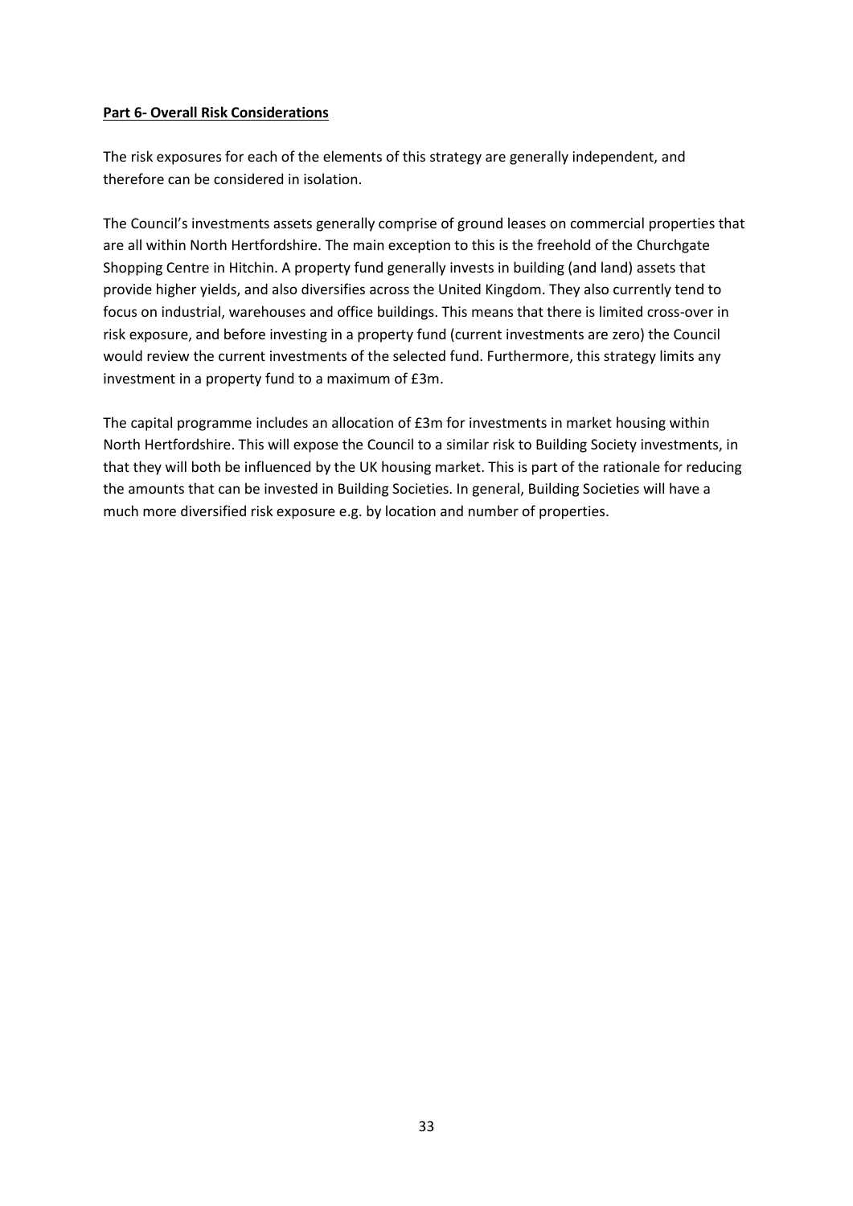## **Part 6- Overall Risk Considerations**

The risk exposures for each of the elements of this strategy are generally independent, and therefore can be considered in isolation.

The Council's investments assets generally comprise of ground leases on commercial properties that are all within North Hertfordshire. The main exception to this is the freehold of the Churchgate Shopping Centre in Hitchin. A property fund generally invests in building (and land) assets that provide higher yields, and also diversifies across the United Kingdom. They also currently tend to focus on industrial, warehouses and office buildings. This means that there is limited cross-over in risk exposure, and before investing in a property fund (current investments are zero) the Council would review the current investments of the selected fund. Furthermore, this strategy limits any investment in a property fund to a maximum of £3m.

The capital programme includes an allocation of £3m for investments in market housing within North Hertfordshire. This will expose the Council to a similar risk to Building Society investments, in that they will both be influenced by the UK housing market. This is part of the rationale for reducing the amounts that can be invested in Building Societies. In general, Building Societies will have a much more diversified risk exposure e.g. by location and number of properties.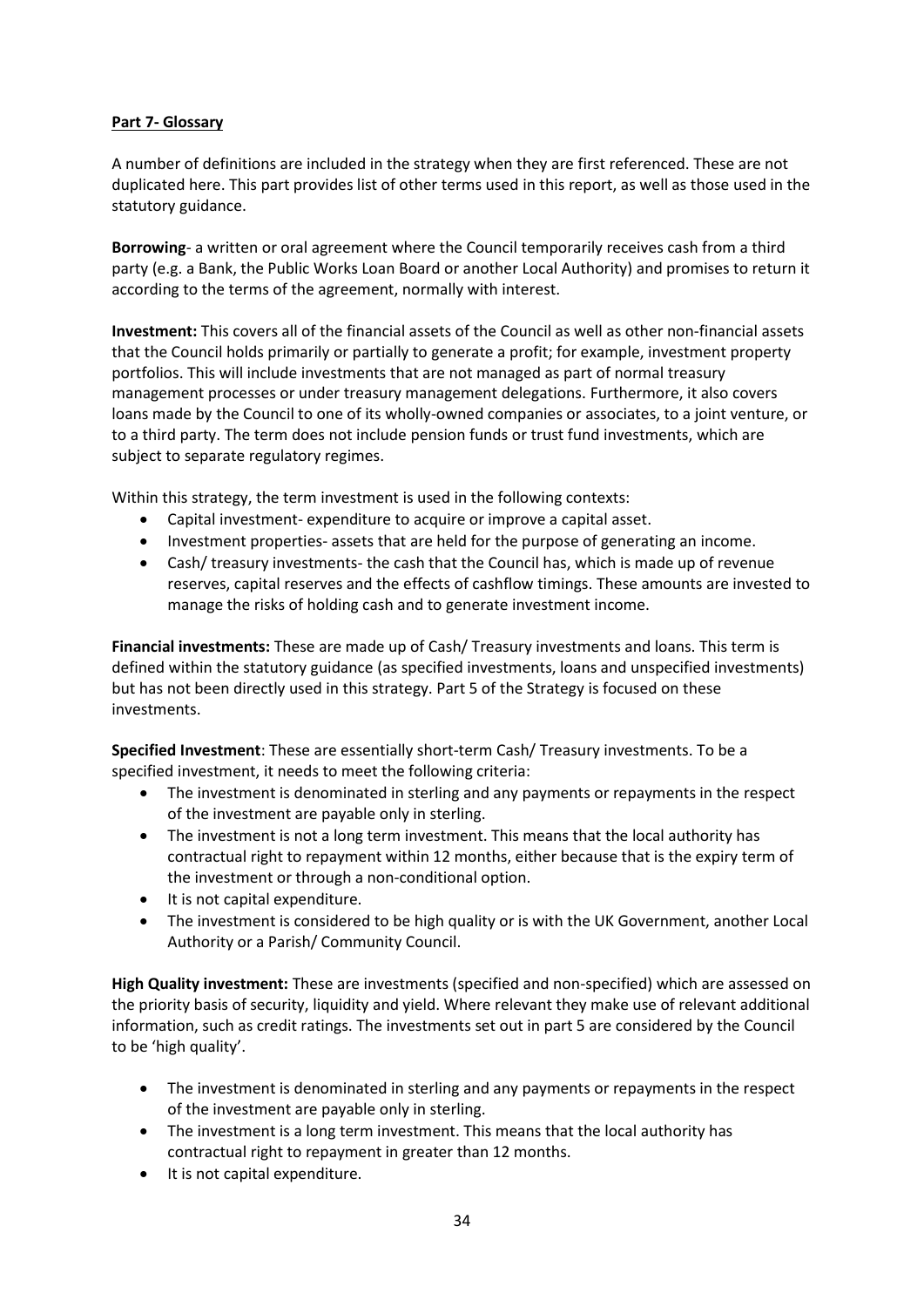## Part 7- Glossary

A number of definitions are included in the strategy when they are first referenced. These are not duplicated here. This part provides list of other terms used in this report, as well as those used in the statutory guidance.

**Borrowing**- a written or oral agreement where the Council temporarily receives cash from a third party (e.g. a Bank, the Public Works Loan Board or another Local Authority) and promises to return it according to the terms of the agreement, normally with interest.

**Investment:** This covers all of the financial assets of the Council as well as other non-financial assets that the Council holds primarily or partially to generate a profit; for example, investment property portfolios. This will include investments that are not managed as part of normal treasury management processes or under treasury management delegations. Furthermore, it also covers loans made by the Council to one of its wholly-owned companies or associates, to a joint venture, or to a third party. The term does not include pension funds or trust fund investments, which are subject to separate regulatory regimes.

Within this strategy, the term investment is used in the following contexts:

- Capital investment- expenditure to acquire or improve a capital asset.
- Investment properties- assets that are held for the purpose of generating an income.
- Cash/ treasury investments- the cash that the Council has, which is made up of revenue reserves, capital reserves and the effects of cashflow timings. These amounts are invested to manage the risks of holding cash and to generate investment income.

**Financial investments:** These are made up of Cash/ Treasury investments and loans. This term is defined within the statutory guidance (as specified investments, loans and unspecified investments) but has not been directly used in this strategy. Part 5 of the Strategy is focused on these investments.

**Specified Investment**: These are essentially short-term Cash/ Treasury investments. To be a specified investment, it needs to meet the following criteria:

- The investment is denominated in sterling and any payments or repayments in the respect of the investment are payable only in sterling.
- The investment is not a long term investment. This means that the local authority has contractual right to repayment within 12 months, either because that is the expiry term of the investment or through a non-conditional option.
- It is not capital expenditure.
- The investment is considered to be high quality or is with the UK Government, another Local Authority or a Parish/ Community Council.

**High Quality investment:** These are investments (specified and non-specified) which are assessed on the priority basis of security, liquidity and yield. Where relevant they make use of relevant additional information, such as credit ratings. The investments set out in part 5 are considered by the Council to be 'high quality'.

- The investment is denominated in sterling and any payments or repayments in the respect of the investment are payable only in sterling.
- The investment is a long term investment. This means that the local authority has contractual right to repayment in greater than 12 months.
- It is not capital expenditure.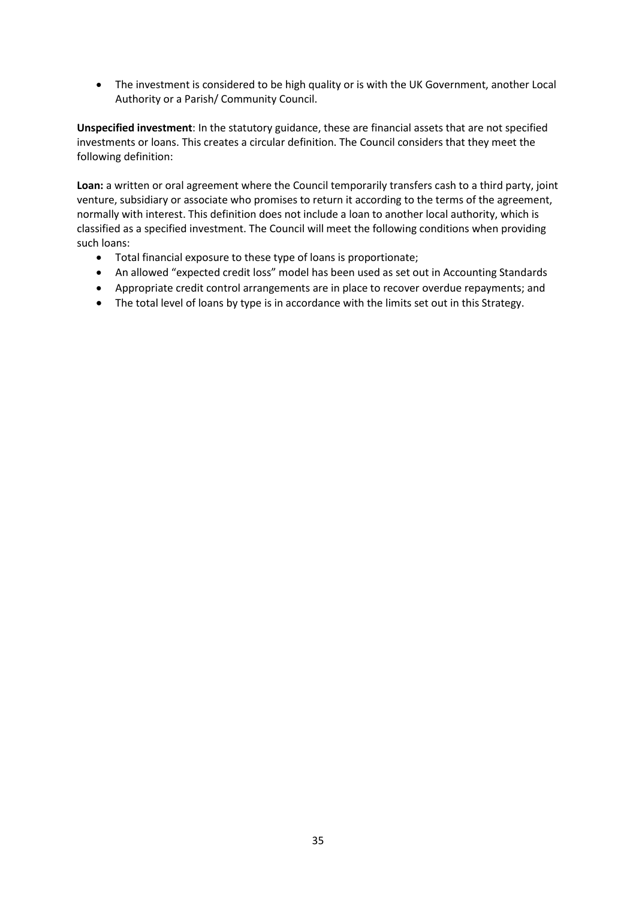- The investment is considered to be high quality or is with the UK Government, another Local Authority or a Parish/ Community Council.

**Unspecified investment**: In the statutory guidance, these are financial assets that are not specified investments or loans. This creates a circular definition. The Council considers that they meet the following definition:

**Loan:** a written or oral agreement where the Council temporarily transfers cash to a third party, joint venture, subsidiary or associate who promises to return it according to the terms of the agreement, normally with interest. This definition does not include a loan to another local authority, which is classified as a specified investment. The Council will meet the following conditions when providing such loans:

- Total financial exposure to these type of loans is proportionate;
- An allowed "expected credit loss" model has been used as set out in Accounting Standards
- Appropriate credit control arrangements are in place to recover overdue repayments; and
- The total level of loans by type is in accordance with the limits set out in this Strategy.